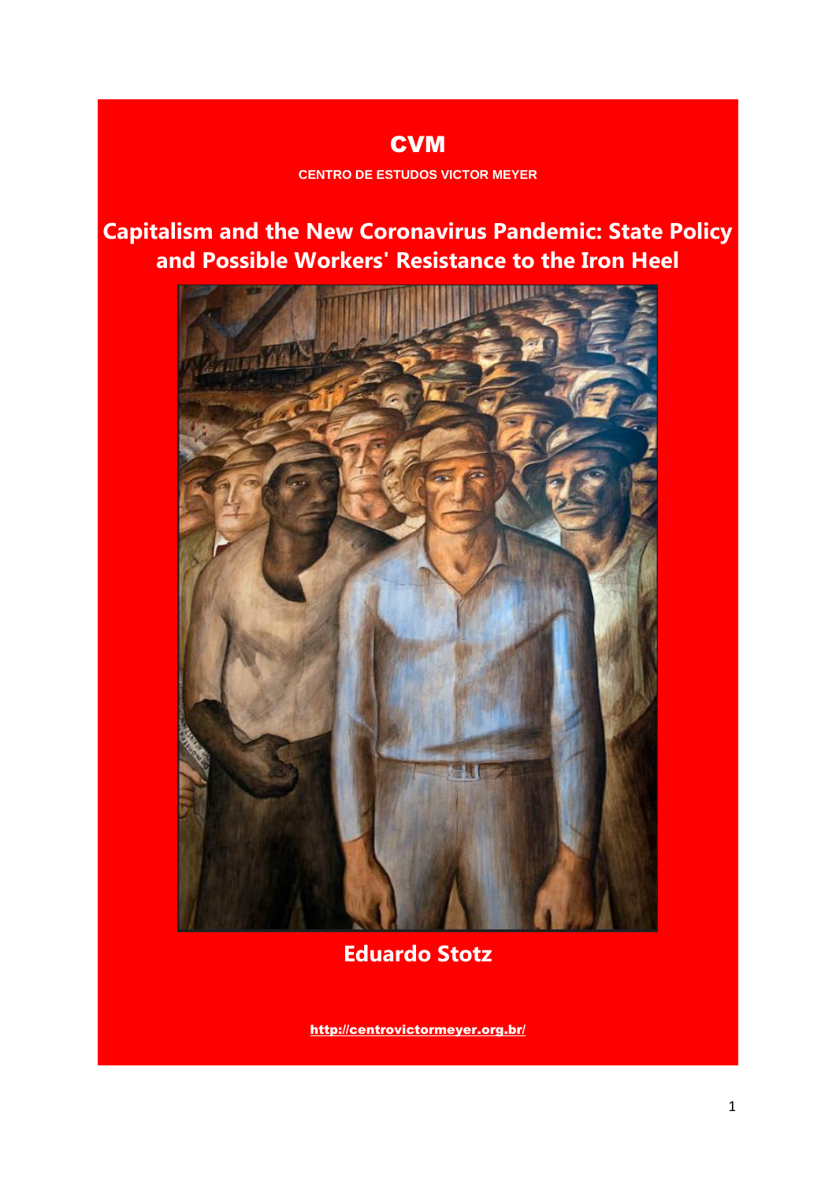**CVM**

**CENTRO DE ESTUDOS VICTOR MEYER**

# Capitalism and the New Coronavirus Pandemic: State Policy and Possible Workers' Resistance to the Iron Heel

**Eduardo Stotz**

http://centrovictormeyer.org.br/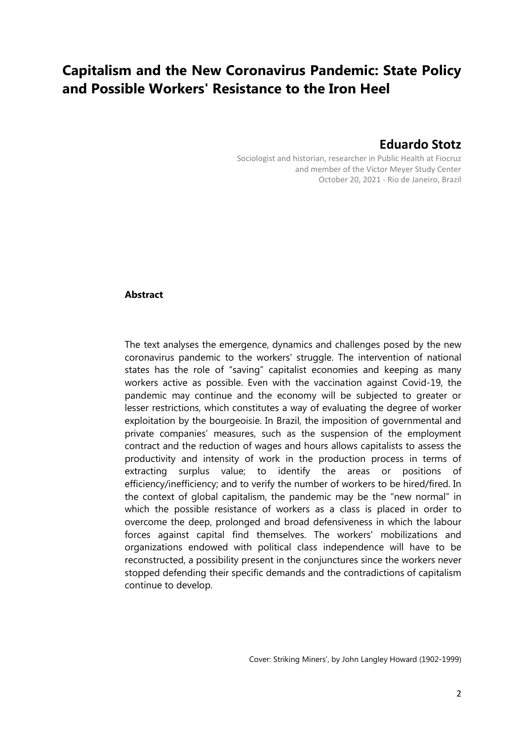# Capitalism and the New Coronavirus Pandemic: State Policy and Possible Workers' Resistance to the Iron Heel

## Eduardo Stotz

Sociologist and historian, researcher in Public Health at Fiocruz
and member of the Victor Meyer Study Center
October 20, 2021 - Rio de Janeiro, Brazil

**Abstract**

The text analyses the emergence, dynamics and challenges posed by the new coronavirus pandemic to the workers' struggle. The intervention of national states has the role of "saving" capitalist economies and keeping as many workers active as possible. Even with the vaccination against Covid-19, the pandemic may continue and the economy will be subjected to greater or lesser restrictions, which constitutes a way of evaluating the degree of worker exploitation by the bourgeoisie. In Brazil, the imposition of governmental and private companies' measures, such as the suspension of the employment contract and the reduction of wages and hours allows capitalists to assess the productivity and intensity of work in the production process in terms of extracting surplus value; to identify the areas or positions of efficiency/inefficiency; and to verify the number of workers to be hired/fired. In the context of global capitalism, the pandemic may be the "new normal" in which the possible resistance of workers as a class is placed in order to overcome the deep, prolonged and broad defensiveness in which the labour forces against capital find themselves. The workers' mobilizations and organizations endowed with political class independence will have to be reconstructed, a possibility present in the conjunctures since the workers never stopped defending their specific demands and the contradictions of capitalism continue to develop.

Cover: Striking Miners', by John Langley Howard (1902-1999)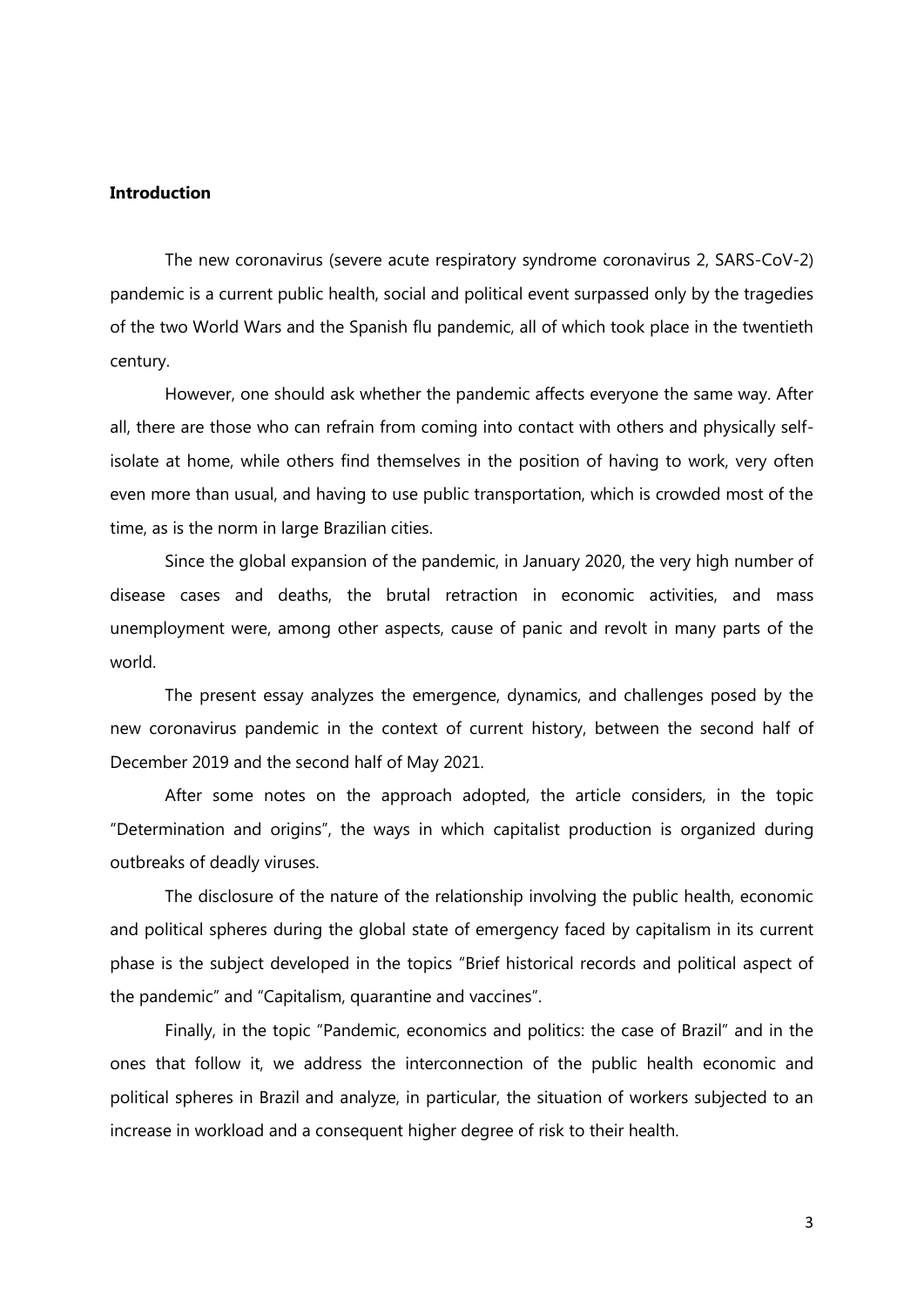## Introduction

The new coronavirus (severe acute respiratory syndrome coronavirus 2, SARS-CoV-2) pandemic is a current public health, social and political event surpassed only by the tragedies of the two World Wars and the Spanish flu pandemic, all of which took place in the twentieth century.

However, one should ask whether the pandemic affects everyone the same way. After all, there are those who can refrain from coming into contact with others and physically self-isolate at home, while others find themselves in the position of having to work, very often even more than usual, and having to use public transportation, which is crowded most of the time, as is the norm in large Brazilian cities.

Since the global expansion of the pandemic, in January 2020, the very high number of disease cases and deaths, the brutal retraction in economic activities, and mass unemployment were, among other aspects, cause of panic and revolt in many parts of the world.

The present essay analyzes the emergence, dynamics, and challenges posed by the new coronavirus pandemic in the context of current history, between the second half of December 2019 and the second half of May 2021.

After some notes on the approach adopted, the article considers, in the topic "Determination and origins", the ways in which capitalist production is organized during outbreaks of deadly viruses.

The disclosure of the nature of the relationship involving the public health, economic and political spheres during the global state of emergency faced by capitalism in its current phase is the subject developed in the topics "Brief historical records and political aspect of the pandemic" and "Capitalism, quarantine and vaccines".

Finally, in the topic "Pandemic, economics and politics: the case of Brazil" and in the ones that follow it, we address the interconnection of the public health economic and political spheres in Brazil and analyze, in particular, the situation of workers subjected to an increase in workload and a consequent higher degree of risk to their health.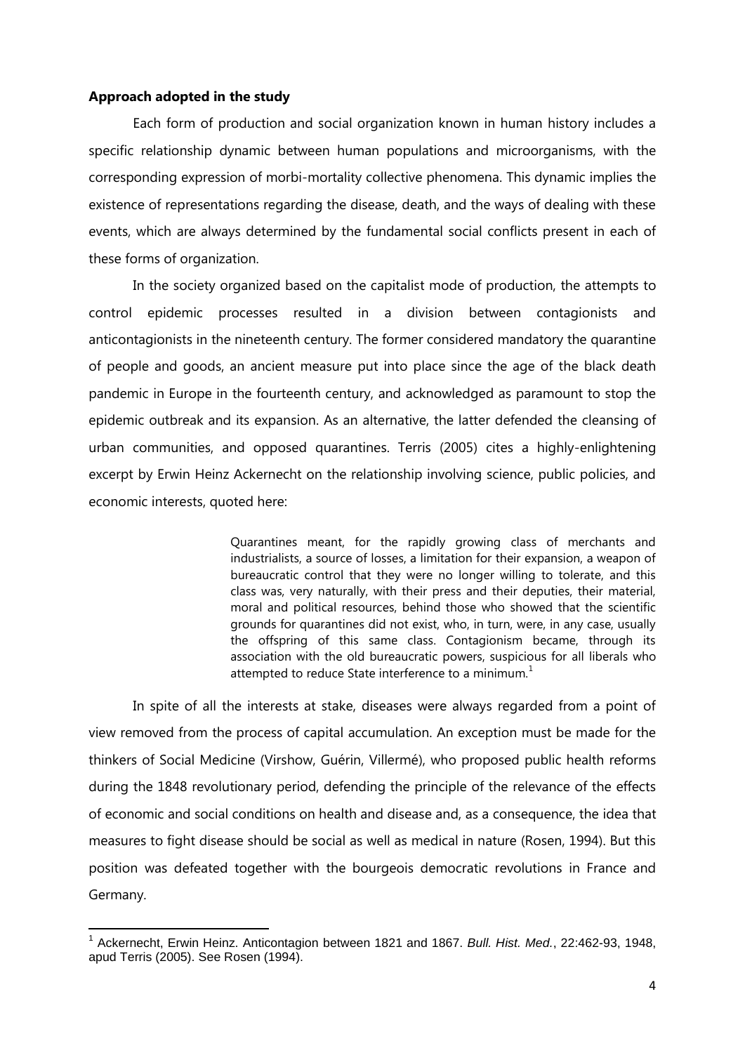**Approach adopted in the study**

Each form of production and social organization known in human history includes a specific relationship dynamic between human populations and microorganisms, with the corresponding expression of morbi-mortality collective phenomena. This dynamic implies the existence of representations regarding the disease, death, and the ways of dealing with these events, which are always determined by the fundamental social conflicts present in each of these forms of organization.

In the society organized based on the capitalist mode of production, the attempts to control epidemic processes resulted in a division between contagionists and anticontagionists in the nineteenth century. The former considered mandatory the quarantine of people and goods, an ancient measure put into place since the age of the black death pandemic in Europe in the fourteenth century, and acknowledged as paramount to stop the epidemic outbreak and its expansion. As an alternative, the latter defended the cleansing of urban communities, and opposed quarantines. Terris (2005) cites a highly-enlightening excerpt by Erwin Heinz Ackernecht on the relationship involving science, public policies, and economic interests, quoted here:

> Quarantines meant, for the rapidly growing class of merchants and industrialists, a source of losses, a limitation for their expansion, a weapon of bureaucratic control that they were no longer willing to tolerate, and this class was, very naturally, with their press and their deputies, their material, moral and political resources, behind those who showed that the scientific grounds for quarantines did not exist, who, in turn, were, in any case, usually the offspring of this same class. Contagionism became, through its association with the old bureaucratic powers, suspicious for all liberals who attempted to reduce State interference to a minimum.[1]

In spite of all the interests at stake, diseases were always regarded from a point of view removed from the process of capital accumulation. An exception must be made for the thinkers of Social Medicine (Virshow, Guérin, Villermé), who proposed public health reforms during the 1848 revolutionary period, defending the principle of the relevance of the effects of economic and social conditions on health and disease and, as a consequence, the idea that measures to fight disease should be social as well as medical in nature (Rosen, 1994). But this position was defeated together with the bourgeois democratic revolutions in France and Germany.

[1] Ackernecht, Erwin Heinz. Anticontagion between 1821 and 1867. *Bull. Hist. Med.*, 22:462-93, 1948, apud Terris (2005). See Rosen (1994).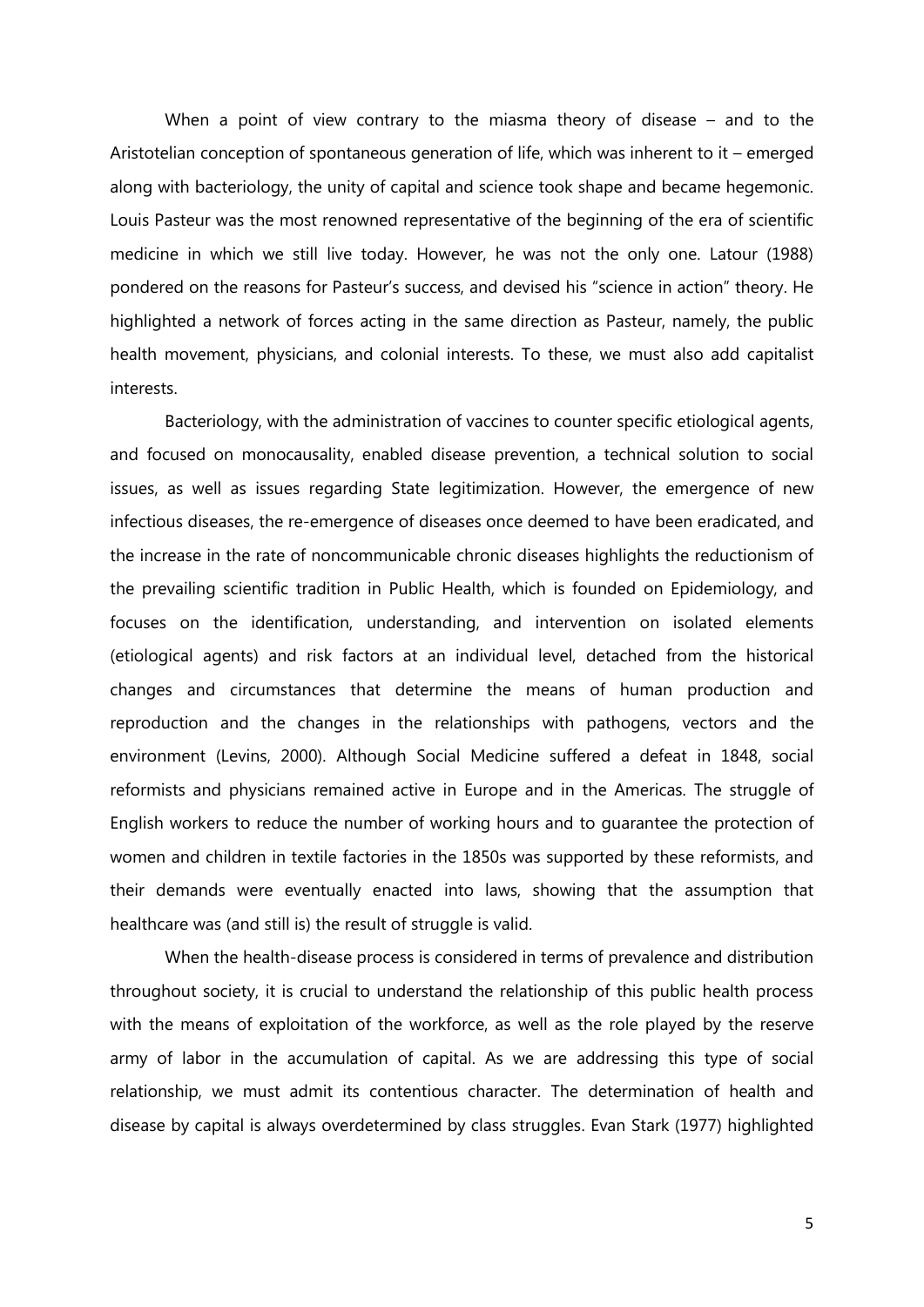When a point of view contrary to the miasma theory of disease – and to the Aristotelian conception of spontaneous generation of life, which was inherent to it – emerged along with bacteriology, the unity of capital and science took shape and became hegemonic. Louis Pasteur was the most renowned representative of the beginning of the era of scientific medicine in which we still live today. However, he was not the only one. Latour (1988) pondered on the reasons for Pasteur's success, and devised his "science in action" theory. He highlighted a network of forces acting in the same direction as Pasteur, namely, the public health movement, physicians, and colonial interests. To these, we must also add capitalist interests.

Bacteriology, with the administration of vaccines to counter specific etiological agents, and focused on monocausality, enabled disease prevention, a technical solution to social issues, as well as issues regarding State legitimization. However, the emergence of new infectious diseases, the re-emergence of diseases once deemed to have been eradicated, and the increase in the rate of noncommunicable chronic diseases highlights the reductionism of the prevailing scientific tradition in Public Health, which is founded on Epidemiology, and focuses on the identification, understanding, and intervention on isolated elements (etiological agents) and risk factors at an individual level, detached from the historical changes and circumstances that determine the means of human production and reproduction and the changes in the relationships with pathogens, vectors and the environment (Levins, 2000). Although Social Medicine suffered a defeat in 1848, social reformists and physicians remained active in Europe and in the Americas. The struggle of English workers to reduce the number of working hours and to guarantee the protection of women and children in textile factories in the 1850s was supported by these reformists, and their demands were eventually enacted into laws, showing that the assumption that healthcare was (and still is) the result of struggle is valid.

When the health-disease process is considered in terms of prevalence and distribution throughout society, it is crucial to understand the relationship of this public health process with the means of exploitation of the workforce, as well as the role played by the reserve army of labor in the accumulation of capital. As we are addressing this type of social relationship, we must admit its contentious character. The determination of health and disease by capital is always overdetermined by class struggles. Evan Stark (1977) highlighted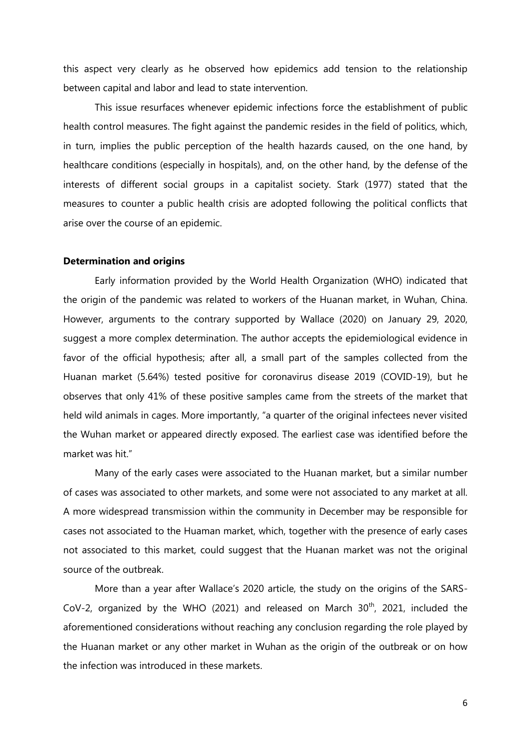this aspect very clearly as he observed how epidemics add tension to the relationship between capital and labor and lead to state intervention.

This issue resurfaces whenever epidemic infections force the establishment of public health control measures. The fight against the pandemic resides in the field of politics, which, in turn, implies the public perception of the health hazards caused, on the one hand, by healthcare conditions (especially in hospitals), and, on the other hand, by the defense of the interests of different social groups in a capitalist society. Stark (1977) stated that the measures to counter a public health crisis are adopted following the political conflicts that arise over the course of an epidemic.

**Determination and origins**

Early information provided by the World Health Organization (WHO) indicated that the origin of the pandemic was related to workers of the Huanan market, in Wuhan, China. However, arguments to the contrary supported by Wallace (2020) on January 29, 2020, suggest a more complex determination. The author accepts the epidemiological evidence in favor of the official hypothesis; after all, a small part of the samples collected from the Huanan market (5.64%) tested positive for coronavirus disease 2019 (COVID-19), but he observes that only 41% of these positive samples came from the streets of the market that held wild animals in cages. More importantly, "a quarter of the original infectees never visited the Wuhan market or appeared directly exposed. The earliest case was identified before the market was hit."

Many of the early cases were associated to the Huanan market, but a similar number of cases was associated to other markets, and some were not associated to any market at all. A more widespread transmission within the community in December may be responsible for cases not associated to the Huaman market, which, together with the presence of early cases not associated to this market, could suggest that the Huanan market was not the original source of the outbreak.

More than a year after Wallace's 2020 article, the study on the origins of the SARS-CoV-2, organized by the WHO (2021) and released on March 30th, 2021, included the aforementioned considerations without reaching any conclusion regarding the role played by the Huanan market or any other market in Wuhan as the origin of the outbreak or on how the infection was introduced in these markets.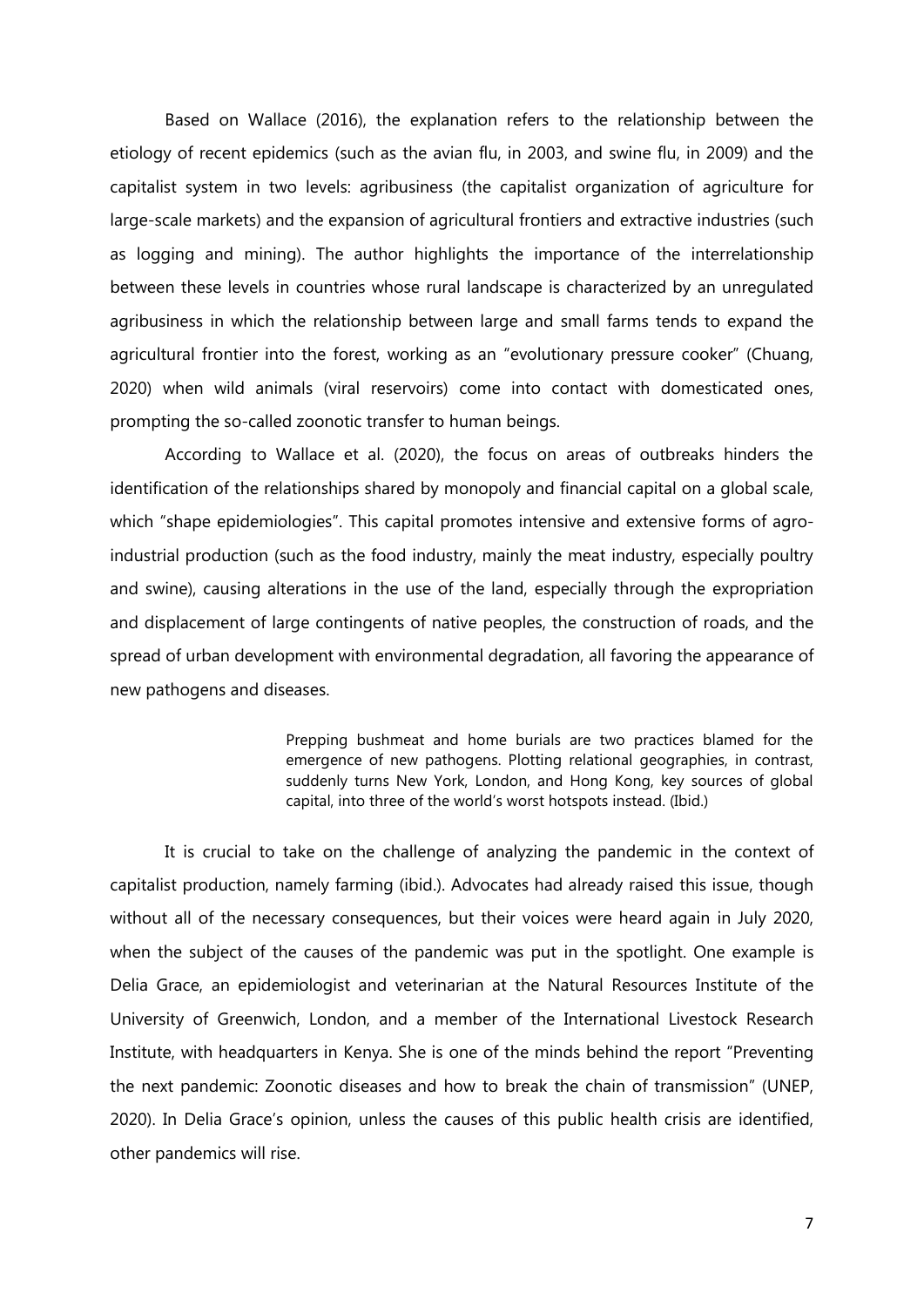Based on Wallace (2016), the explanation refers to the relationship between the etiology of recent epidemics (such as the avian flu, in 2003, and swine flu, in 2009) and the capitalist system in two levels: agribusiness (the capitalist organization of agriculture for large-scale markets) and the expansion of agricultural frontiers and extractive industries (such as logging and mining). The author highlights the importance of the interrelationship between these levels in countries whose rural landscape is characterized by an unregulated agribusiness in which the relationship between large and small farms tends to expand the agricultural frontier into the forest, working as an "evolutionary pressure cooker" (Chuang, 2020) when wild animals (viral reservoirs) come into contact with domesticated ones, prompting the so-called zoonotic transfer to human beings.

According to Wallace et al. (2020), the focus on areas of outbreaks hinders the identification of the relationships shared by monopoly and financial capital on a global scale, which "shape epidemiologies". This capital promotes intensive and extensive forms of agro-industrial production (such as the food industry, mainly the meat industry, especially poultry and swine), causing alterations in the use of the land, especially through the expropriation and displacement of large contingents of native peoples, the construction of roads, and the spread of urban development with environmental degradation, all favoring the appearance of new pathogens and diseases.

> Prepping bushmeat and home burials are two practices blamed for the emergence of new pathogens. Plotting relational geographies, in contrast, suddenly turns New York, London, and Hong Kong, key sources of global capital, into three of the world's worst hotspots instead. (Ibid.)

It is crucial to take on the challenge of analyzing the pandemic in the context of capitalist production, namely farming (ibid.). Advocates had already raised this issue, though without all of the necessary consequences, but their voices were heard again in July 2020, when the subject of the causes of the pandemic was put in the spotlight. One example is Delia Grace, an epidemiologist and veterinarian at the Natural Resources Institute of the University of Greenwich, London, and a member of the International Livestock Research Institute, with headquarters in Kenya. She is one of the minds behind the report "Preventing the next pandemic: Zoonotic diseases and how to break the chain of transmission" (UNEP, 2020). In Delia Grace's opinion, unless the causes of this public health crisis are identified, other pandemics will rise.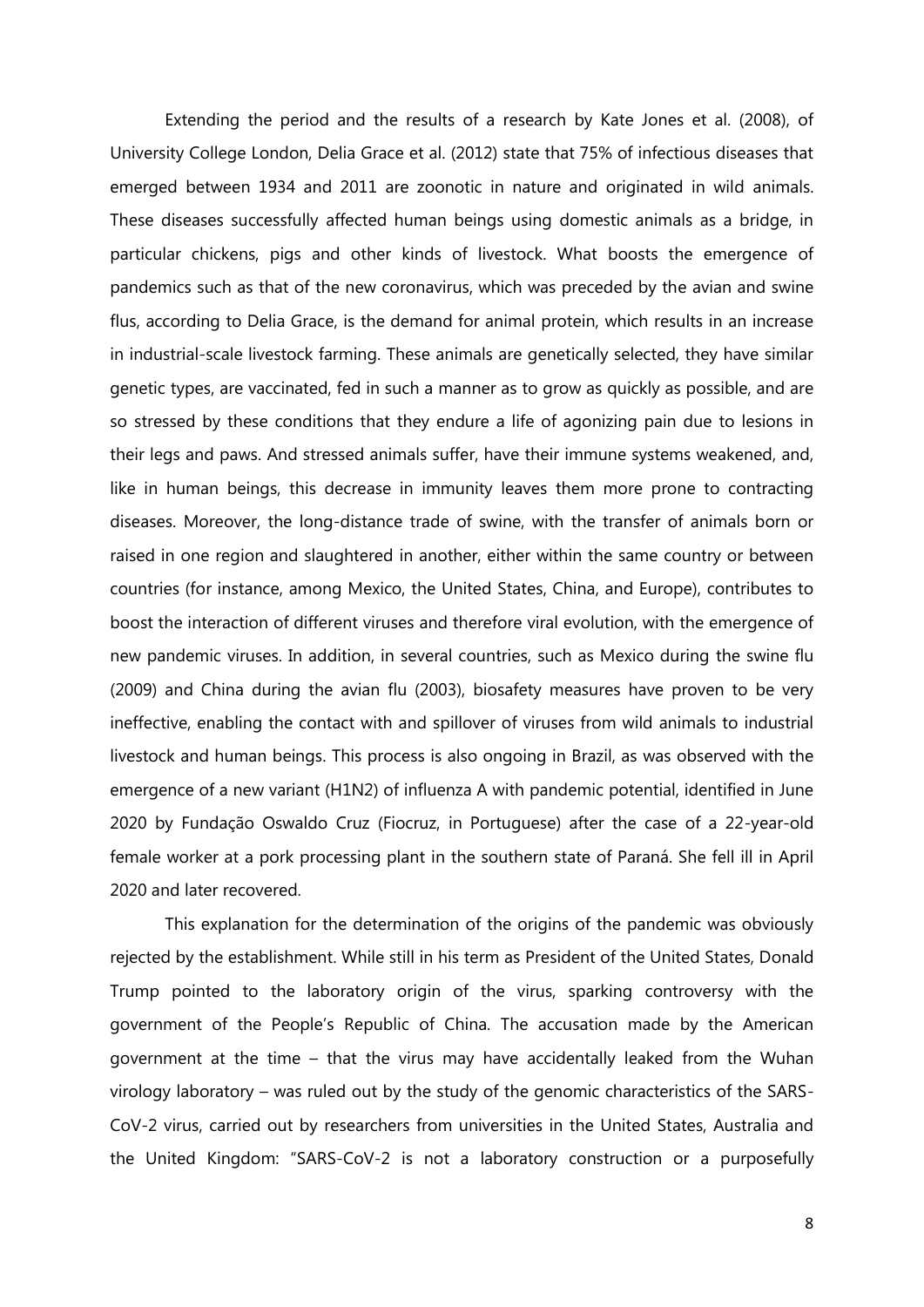Extending the period and the results of a research by Kate Jones et al. (2008), of University College London, Delia Grace et al. (2012) state that 75% of infectious diseases that emerged between 1934 and 2011 are zoonotic in nature and originated in wild animals. These diseases successfully affected human beings using domestic animals as a bridge, in particular chickens, pigs and other kinds of livestock. What boosts the emergence of pandemics such as that of the new coronavirus, which was preceded by the avian and swine flus, according to Delia Grace, is the demand for animal protein, which results in an increase in industrial-scale livestock farming. These animals are genetically selected, they have similar genetic types, are vaccinated, fed in such a manner as to grow as quickly as possible, and are so stressed by these conditions that they endure a life of agonizing pain due to lesions in their legs and paws. And stressed animals suffer, have their immune systems weakened, and, like in human beings, this decrease in immunity leaves them more prone to contracting diseases. Moreover, the long-distance trade of swine, with the transfer of animals born or raised in one region and slaughtered in another, either within the same country or between countries (for instance, among Mexico, the United States, China, and Europe), contributes to boost the interaction of different viruses and therefore viral evolution, with the emergence of new pandemic viruses. In addition, in several countries, such as Mexico during the swine flu (2009) and China during the avian flu (2003), biosafety measures have proven to be very ineffective, enabling the contact with and spillover of viruses from wild animals to industrial livestock and human beings. This process is also ongoing in Brazil, as was observed with the emergence of a new variant (H1N2) of influenza A with pandemic potential, identified in June 2020 by Fundação Oswaldo Cruz (Fiocruz, in Portuguese) after the case of a 22-year-old female worker at a pork processing plant in the southern state of Paraná. She fell ill in April 2020 and later recovered.

This explanation for the determination of the origins of the pandemic was obviously rejected by the establishment. While still in his term as President of the United States, Donald Trump pointed to the laboratory origin of the virus, sparking controversy with the government of the People's Republic of China. The accusation made by the American government at the time – that the virus may have accidentally leaked from the Wuhan virology laboratory – was ruled out by the study of the genomic characteristics of the SARS-CoV-2 virus, carried out by researchers from universities in the United States, Australia and the United Kingdom: "SARS-CoV-2 is not a laboratory construction or a purposefully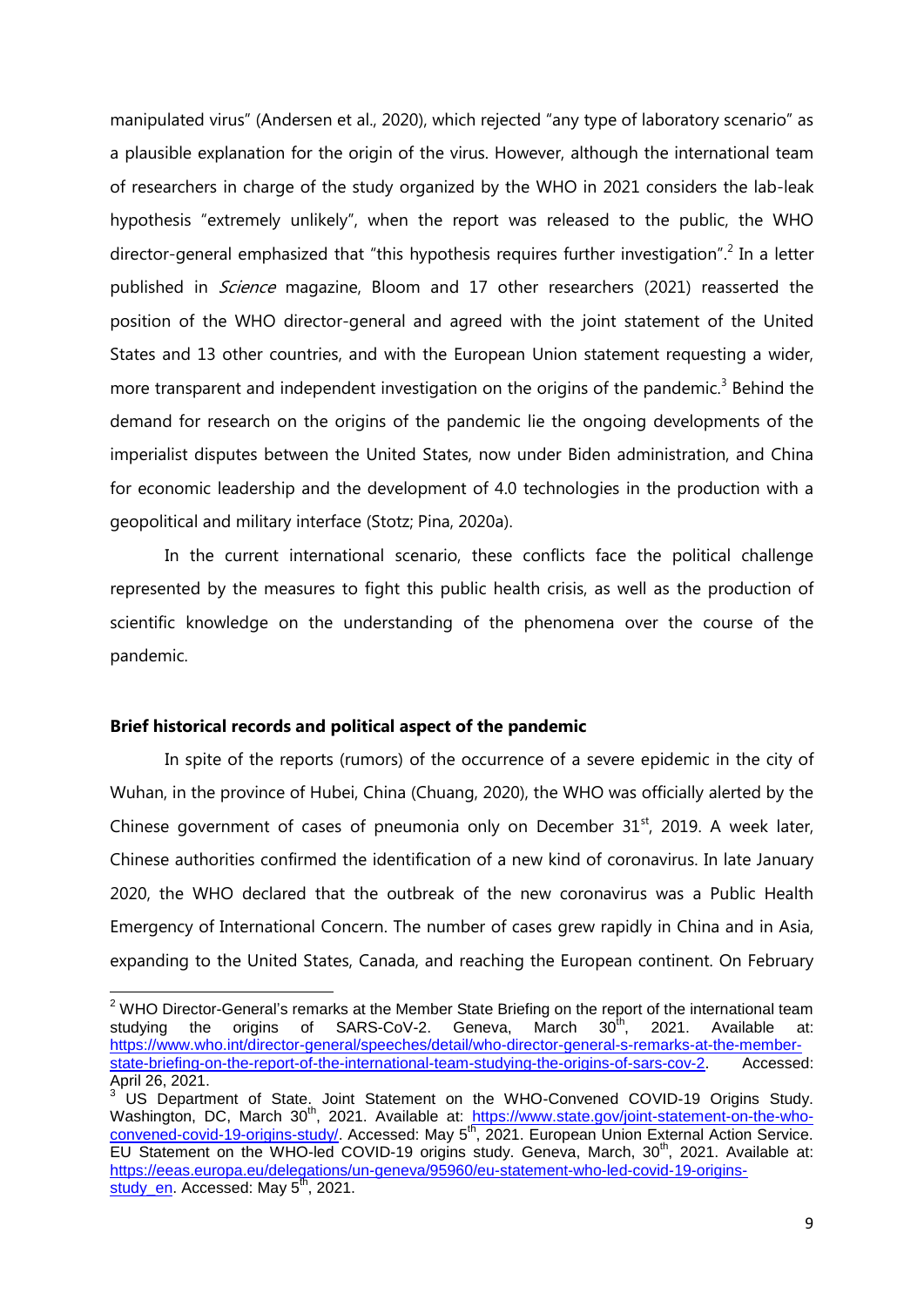manipulated virus" (Andersen et al., 2020), which rejected "any type of laboratory scenario" as a plausible explanation for the origin of the virus. However, although the international team of researchers in charge of the study organized by the WHO in 2021 considers the lab-leak hypothesis "extremely unlikely", when the report was released to the public, the WHO director-general emphasized that "this hypothesis requires further investigation".[2] In a letter published in *Science* magazine, Bloom and 17 other researchers (2021) reasserted the position of the WHO director-general and agreed with the joint statement of the United States and 13 other countries, and with the European Union statement requesting a wider, more transparent and independent investigation on the origins of the pandemic.[3] Behind the demand for research on the origins of the pandemic lie the ongoing developments of the imperialist disputes between the United States, now under Biden administration, and China for economic leadership and the development of 4.0 technologies in the production with a geopolitical and military interface (Stotz; Pina, 2020a).

In the current international scenario, these conflicts face the political challenge represented by the measures to fight this public health crisis, as well as the production of scientific knowledge on the understanding of the phenomena over the course of the pandemic.

**Brief historical records and political aspect of the pandemic**

In spite of the reports (rumors) of the occurrence of a severe epidemic in the city of Wuhan, in the province of Hubei, China (Chuang, 2020), the WHO was officially alerted by the Chinese government of cases of pneumonia only on December 31st, 2019. A week later, Chinese authorities confirmed the identification of a new kind of coronavirus. In late January 2020, the WHO declared that the outbreak of the new coronavirus was a Public Health Emergency of International Concern. The number of cases grew rapidly in China and in Asia, expanding to the United States, Canada, and reaching the European continent. On February

---

[2] WHO Director-General's remarks at the Member State Briefing on the report of the international team studying the origins of SARS-CoV-2. Geneva, March 30th, 2021. Available at: https://www.who.int/director-general/speeches/detail/who-director-general-s-remarks-at-the-member-state-briefing-on-the-report-of-the-international-team-studying-the-origins-of-sars-cov-2. Accessed: April 26, 2021.

[3] US Department of State. Joint Statement on the WHO-Convened COVID-19 Origins Study. Washington, DC, March 30th, 2021. Available at: https://www.state.gov/joint-statement-on-the-who-convened-covid-19-origins-study/. Accessed: May 5th, 2021. European Union External Action Service. EU Statement on the WHO-led COVID-19 origins study. Geneva, March, 30th, 2021. Available at: https://eeas.europa.eu/delegations/un-geneva/95960/eu-statement-who-led-covid-19-origins-study_en. Accessed: May 5th, 2021.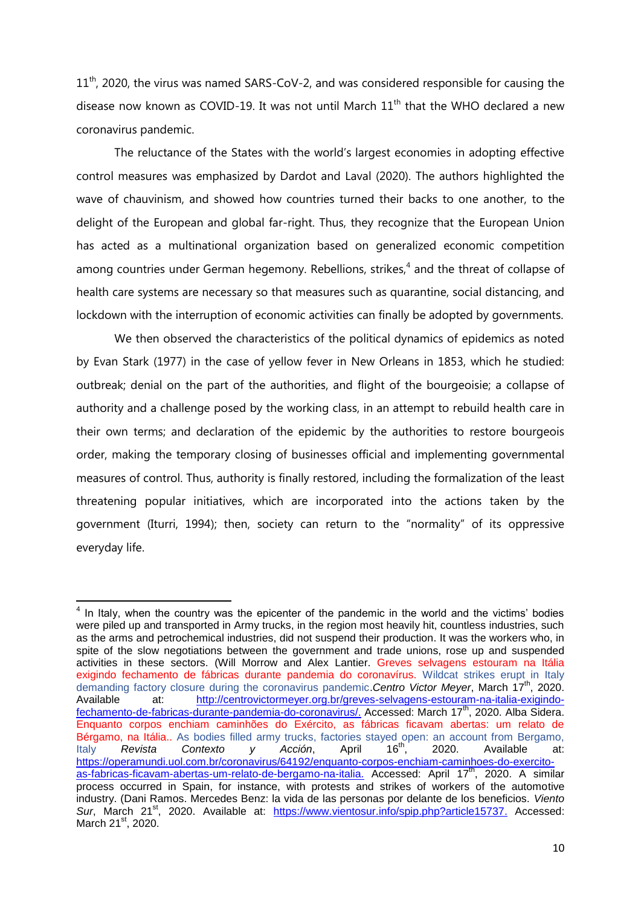11th, 2020, the virus was named SARS-CoV-2, and was considered responsible for causing the disease now known as COVID-19. It was not until March 11th that the WHO declared a new coronavirus pandemic.

The reluctance of the States with the world's largest economies in adopting effective control measures was emphasized by Dardot and Laval (2020). The authors highlighted the wave of chauvinism, and showed how countries turned their backs to one another, to the delight of the European and global far-right. Thus, they recognize that the European Union has acted as a multinational organization based on generalized economic competition among countries under German hegemony. Rebellions, strikes,[4] and the threat of collapse of health care systems are necessary so that measures such as quarantine, social distancing, and lockdown with the interruption of economic activities can finally be adopted by governments.

We then observed the characteristics of the political dynamics of epidemics as noted by Evan Stark (1977) in the case of yellow fever in New Orleans in 1853, which he studied: outbreak; denial on the part of the authorities, and flight of the bourgeoisie; a collapse of authority and a challenge posed by the working class, in an attempt to rebuild health care in their own terms; and declaration of the epidemic by the authorities to restore bourgeois order, making the temporary closing of businesses official and implementing governmental measures of control. Thus, authority is finally restored, including the formalization of the least threatening popular initiatives, which are incorporated into the actions taken by the government (Iturri, 1994); then, society can return to the "normality" of its oppressive everyday life.

---

[4] In Italy, when the country was the epicenter of the pandemic in the world and the victims' bodies were piled up and transported in Army trucks, in the region most heavily hit, countless industries, such as the arms and petrochemical industries, did not suspend their production. It was the workers who, in spite of the slow negotiations between the government and trade unions, rose up and suspended activities in these sectors. (Will Morrow and Alex Lantier. Greves selvagens estouram na Itália exigindo fechamento de fábricas durante pandemia do coronavírus. Wildcat strikes erupt in Italy demanding factory closure during the coronavirus pandemic.*Centro Victor Meyer*, March 17th, 2020. Available at: http://centrovictormeyer.org.br/greves-selvagens-estouram-na-italia-exigindo-fechamento-de-fabricas-durante-pandemia-do-coronavirus/. Accessed: March 17th, 2020. Alba Sidera. Enquanto corpos enchiam caminhões do Exército, as fábricas ficavam abertas: um relato de Bérgamo, na Itália.. As bodies filled army trucks, factories stayed open: an account from Bergamo, Italy *Revista Contexto y Acción*, April 16th, 2020. Available at: https://operamundi.uol.com.br/coronavirus/64192/enquanto-corpos-enchiam-caminhoes-do-exercito-as-fabricas-ficavam-abertas-um-relato-de-bergamo-na-italia. Accessed: April 17th, 2020. A similar process occurred in Spain, for instance, with protests and strikes of workers of the automotive industry. (Dani Ramos. Mercedes Benz: la vida de las personas por delante de los beneficios. *Viento Sur*, March 21st, 2020. Available at: https://www.vientosur.info/spip.php?article15737. Accessed: March 21st, 2020.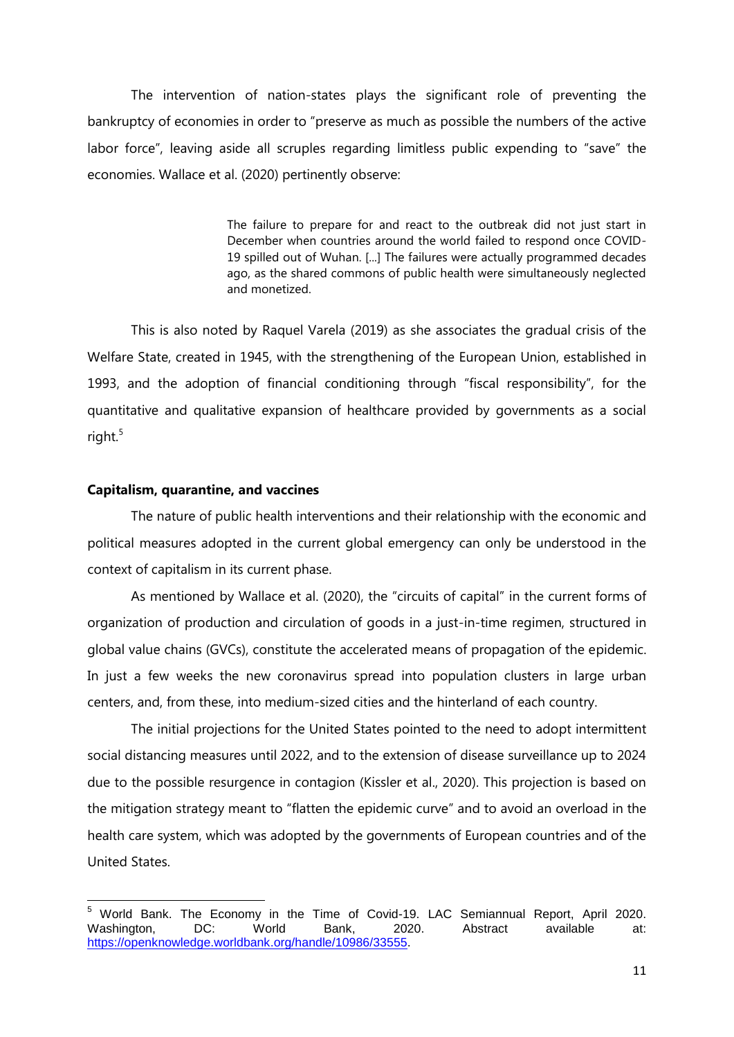The intervention of nation-states plays the significant role of preventing the bankruptcy of economies in order to "preserve as much as possible the numbers of the active labor force", leaving aside all scruples regarding limitless public expending to "save" the economies. Wallace et al. (2020) pertinently observe:

> The failure to prepare for and react to the outbreak did not just start in December when countries around the world failed to respond once COVID-19 spilled out of Wuhan. [...] The failures were actually programmed decades ago, as the shared commons of public health were simultaneously neglected and monetized.

This is also noted by Raquel Varela (2019) as she associates the gradual crisis of the Welfare State, created in 1945, with the strengthening of the European Union, established in 1993, and the adoption of financial conditioning through "fiscal responsibility", for the quantitative and qualitative expansion of healthcare provided by governments as a social right.[5]

**Capitalism, quarantine, and vaccines**

The nature of public health interventions and their relationship with the economic and political measures adopted in the current global emergency can only be understood in the context of capitalism in its current phase.

As mentioned by Wallace et al. (2020), the "circuits of capital" in the current forms of organization of production and circulation of goods in a just-in-time regimen, structured in global value chains (GVCs), constitute the accelerated means of propagation of the epidemic. In just a few weeks the new coronavirus spread into population clusters in large urban centers, and, from these, into medium-sized cities and the hinterland of each country.

The initial projections for the United States pointed to the need to adopt intermittent social distancing measures until 2022, and to the extension of disease surveillance up to 2024 due to the possible resurgence in contagion (Kissler et al., 2020). This projection is based on the mitigation strategy meant to "flatten the epidemic curve" and to avoid an overload in the health care system, which was adopted by the governments of European countries and of the United States.

[5] World Bank. The Economy in the Time of Covid-19. LAC Semiannual Report, April 2020. Washington, DC: World Bank, 2020. Abstract available at: https://openknowledge.worldbank.org/handle/10986/33555.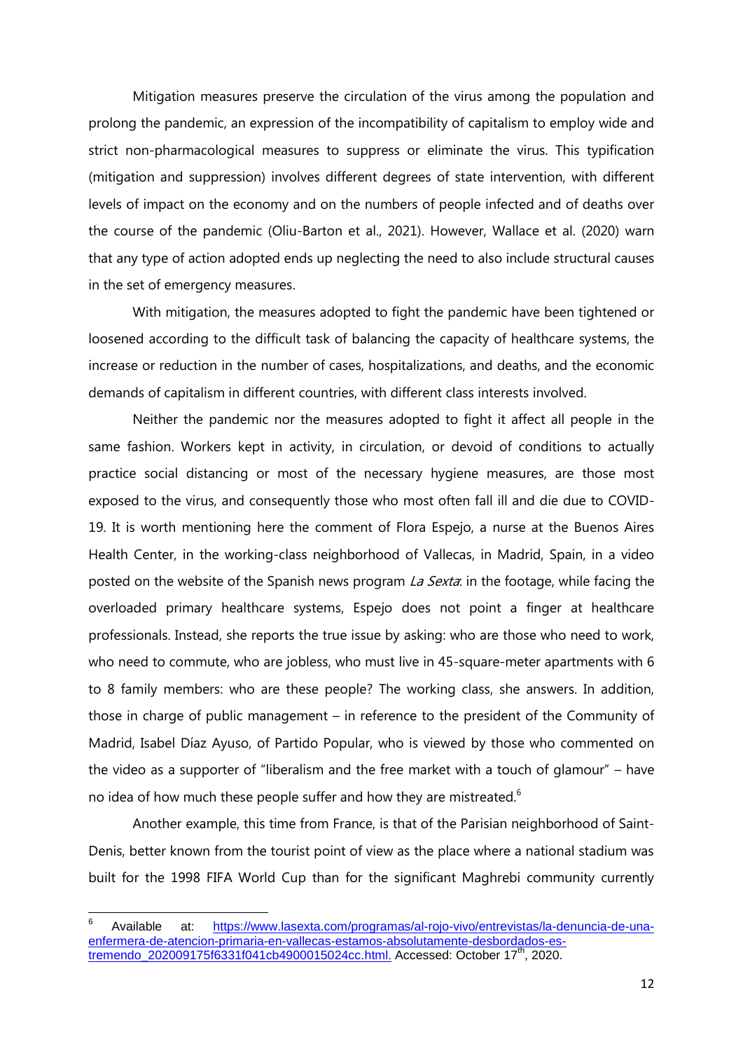Mitigation measures preserve the circulation of the virus among the population and prolong the pandemic, an expression of the incompatibility of capitalism to employ wide and strict non-pharmacological measures to suppress or eliminate the virus. This typification (mitigation and suppression) involves different degrees of state intervention, with different levels of impact on the economy and on the numbers of people infected and of deaths over the course of the pandemic (Oliu-Barton et al., 2021). However, Wallace et al. (2020) warn that any type of action adopted ends up neglecting the need to also include structural causes in the set of emergency measures.

With mitigation, the measures adopted to fight the pandemic have been tightened or loosened according to the difficult task of balancing the capacity of healthcare systems, the increase or reduction in the number of cases, hospitalizations, and deaths, and the economic demands of capitalism in different countries, with different class interests involved.

Neither the pandemic nor the measures adopted to fight it affect all people in the same fashion. Workers kept in activity, in circulation, or devoid of conditions to actually practice social distancing or most of the necessary hygiene measures, are those most exposed to the virus, and consequently those who most often fall ill and die due to COVID-19. It is worth mentioning here the comment of Flora Espejo, a nurse at the Buenos Aires Health Center, in the working-class neighborhood of Vallecas, in Madrid, Spain, in a video posted on the website of the Spanish news program *La Sexta*: in the footage, while facing the overloaded primary healthcare systems, Espejo does not point a finger at healthcare professionals. Instead, she reports the true issue by asking: who are those who need to work, who need to commute, who are jobless, who must live in 45-square-meter apartments with 6 to 8 family members: who are these people? The working class, she answers. In addition, those in charge of public management – in reference to the president of the Community of Madrid, Isabel Díaz Ayuso, of Partido Popular, who is viewed by those who commented on the video as a supporter of "liberalism and the free market with a touch of glamour" – have no idea of how much these people suffer and how they are mistreated.[6]

Another example, this time from France, is that of the Parisian neighborhood of Saint-Denis, better known from the tourist point of view as the place where a national stadium was built for the 1998 FIFA World Cup than for the significant Maghrebi community currently

---

[6] Available at: https://www.lasexta.com/programas/al-rojo-vivo/entrevistas/la-denuncia-de-una-enfermera-de-atencion-primaria-en-vallecas-estamos-absolutamente-desbordados-es-tremendo_202009175f6331f041cb4900015024cc.html. Accessed: October 17th, 2020.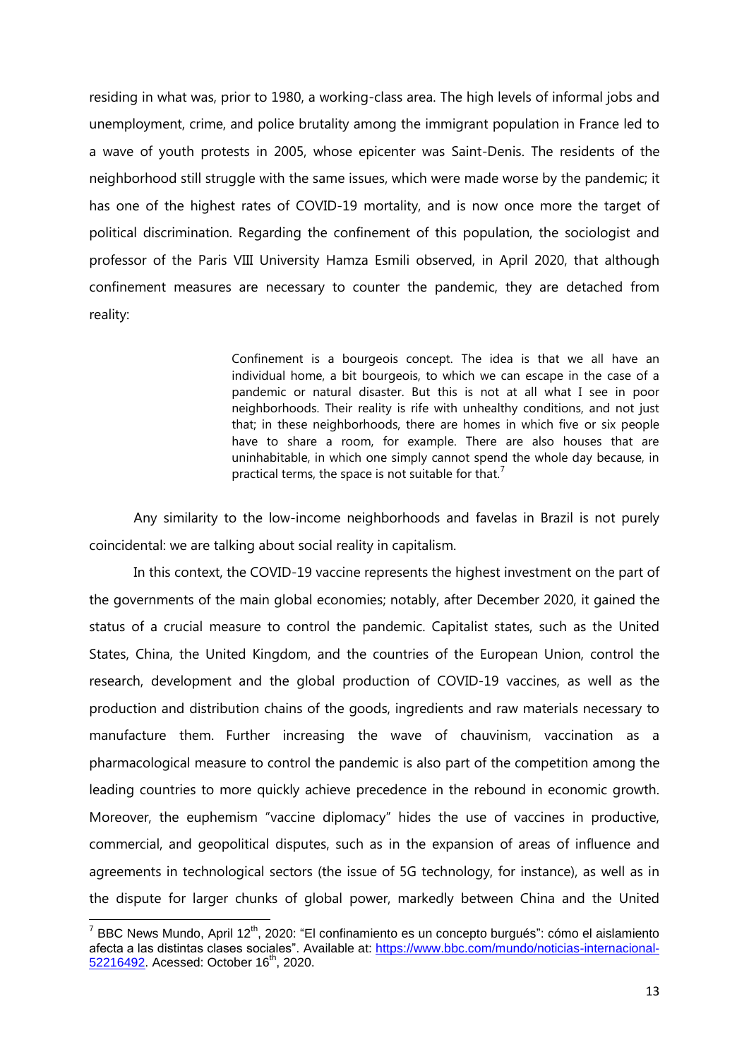residing in what was, prior to 1980, a working-class area. The high levels of informal jobs and unemployment, crime, and police brutality among the immigrant population in France led to a wave of youth protests in 2005, whose epicenter was Saint-Denis. The residents of the neighborhood still struggle with the same issues, which were made worse by the pandemic; it has one of the highest rates of COVID-19 mortality, and is now once more the target of political discrimination. Regarding the confinement of this population, the sociologist and professor of the Paris VIII University Hamza Esmili observed, in April 2020, that although confinement measures are necessary to counter the pandemic, they are detached from reality:

> Confinement is a bourgeois concept. The idea is that we all have an individual home, a bit bourgeois, to which we can escape in the case of a pandemic or natural disaster. But this is not at all what I see in poor neighborhoods. Their reality is rife with unhealthy conditions, and not just that; in these neighborhoods, there are homes in which five or six people have to share a room, for example. There are also houses that are uninhabitable, in which one simply cannot spend the whole day because, in practical terms, the space is not suitable for that.[7]

Any similarity to the low-income neighborhoods and favelas in Brazil is not purely coincidental: we are talking about social reality in capitalism.

In this context, the COVID-19 vaccine represents the highest investment on the part of the governments of the main global economies; notably, after December 2020, it gained the status of a crucial measure to control the pandemic. Capitalist states, such as the United States, China, the United Kingdom, and the countries of the European Union, control the research, development and the global production of COVID-19 vaccines, as well as the production and distribution chains of the goods, ingredients and raw materials necessary to manufacture them. Further increasing the wave of chauvinism, vaccination as a pharmacological measure to control the pandemic is also part of the competition among the leading countries to more quickly achieve precedence in the rebound in economic growth. Moreover, the euphemism "vaccine diplomacy" hides the use of vaccines in productive, commercial, and geopolitical disputes, such as in the expansion of areas of influence and agreements in technological sectors (the issue of 5G technology, for instance), as well as in the dispute for larger chunks of global power, markedly between China and the United

[7] BBC News Mundo, April 12th, 2020: "El confinamiento es un concepto burgués": cómo el aislamiento afecta a las distintas clases sociales". Available at: https://www.bbc.com/mundo/noticias-internacional-52216492. Acessed: October 16th, 2020.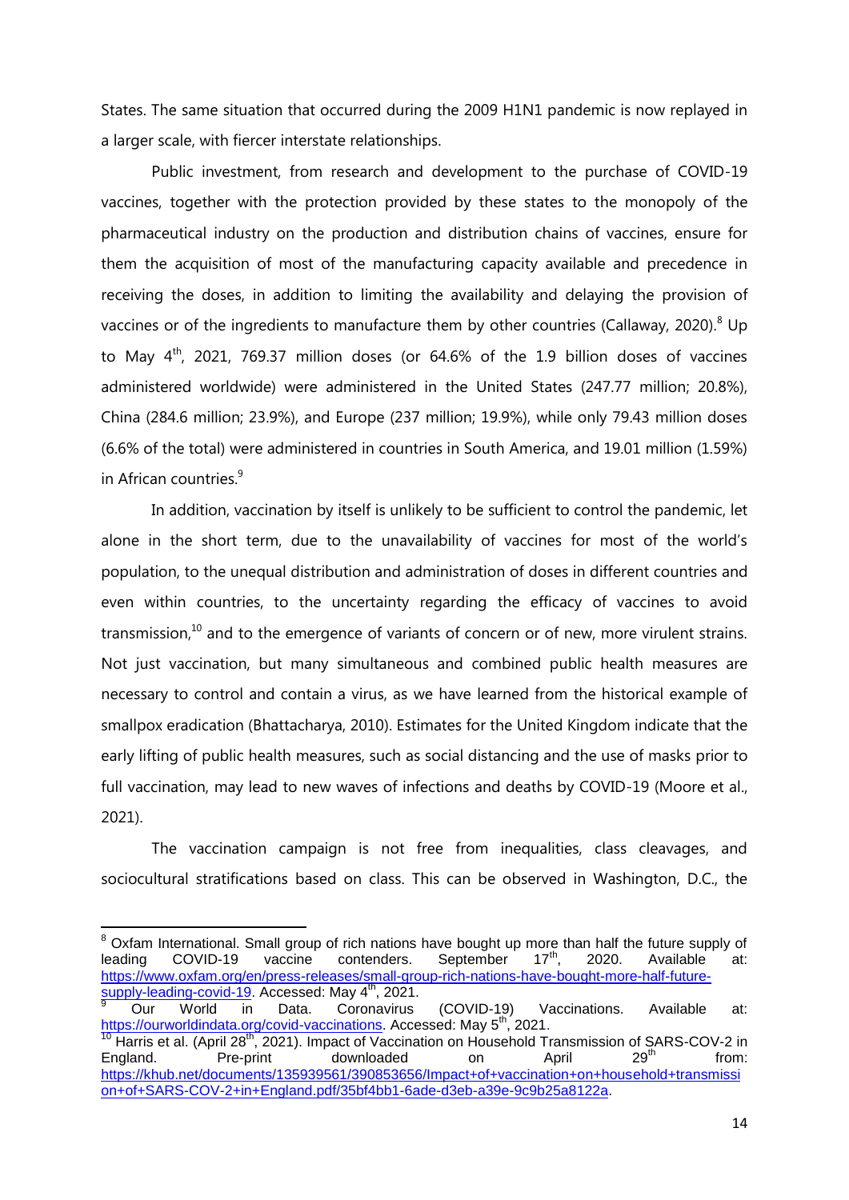States. The same situation that occurred during the 2009 H1N1 pandemic is now replayed in a larger scale, with fiercer interstate relationships.

Public investment, from research and development to the purchase of COVID-19 vaccines, together with the protection provided by these states to the monopoly of the pharmaceutical industry on the production and distribution chains of vaccines, ensure for them the acquisition of most of the manufacturing capacity available and precedence in receiving the doses, in addition to limiting the availability and delaying the provision of vaccines or of the ingredients to manufacture them by other countries (Callaway, 2020).[8] Up to May 4th, 2021, 769.37 million doses (or 64.6% of the 1.9 billion doses of vaccines administered worldwide) were administered in the United States (247.77 million; 20.8%), China (284.6 million; 23.9%), and Europe (237 million; 19.9%), while only 79.43 million doses (6.6% of the total) were administered in countries in South America, and 19.01 million (1.59%) in African countries.[9]

In addition, vaccination by itself is unlikely to be sufficient to control the pandemic, let alone in the short term, due to the unavailability of vaccines for most of the world's population, to the unequal distribution and administration of doses in different countries and even within countries, to the uncertainty regarding the efficacy of vaccines to avoid transmission,[10] and to the emergence of variants of concern or of new, more virulent strains. Not just vaccination, but many simultaneous and combined public health measures are necessary to control and contain a virus, as we have learned from the historical example of smallpox eradication (Bhattacharya, 2010). Estimates for the United Kingdom indicate that the early lifting of public health measures, such as social distancing and the use of masks prior to full vaccination, may lead to new waves of infections and deaths by COVID-19 (Moore et al., 2021).

The vaccination campaign is not free from inequalities, class cleavages, and sociocultural stratifications based on class. This can be observed in Washington, D.C., the

---

[8] Oxfam International. Small group of rich nations have bought up more than half the future supply of leading COVID-19 vaccine contenders. September 17th, 2020. Available at: https://www.oxfam.org/en/press-releases/small-group-rich-nations-have-bought-more-half-future-supply-leading-covid-19. Accessed: May 4th, 2021.

[9] Our World in Data. Coronavirus (COVID-19) Vaccinations. Available at: https://ourworldindata.org/covid-vaccinations. Accessed: May 5th, 2021.

[10] Harris et al. (April 28th, 2021). Impact of Vaccination on Household Transmission of SARS-COV-2 in England. Pre-print downloaded on April 29th from: https://khub.net/documents/135939561/390853656/Impact+of+vaccination+on+household+transmission+of+SARS-COV-2+in+England.pdf/35bf4bb1-6ade-d3eb-a39e-9c9b25a8122a.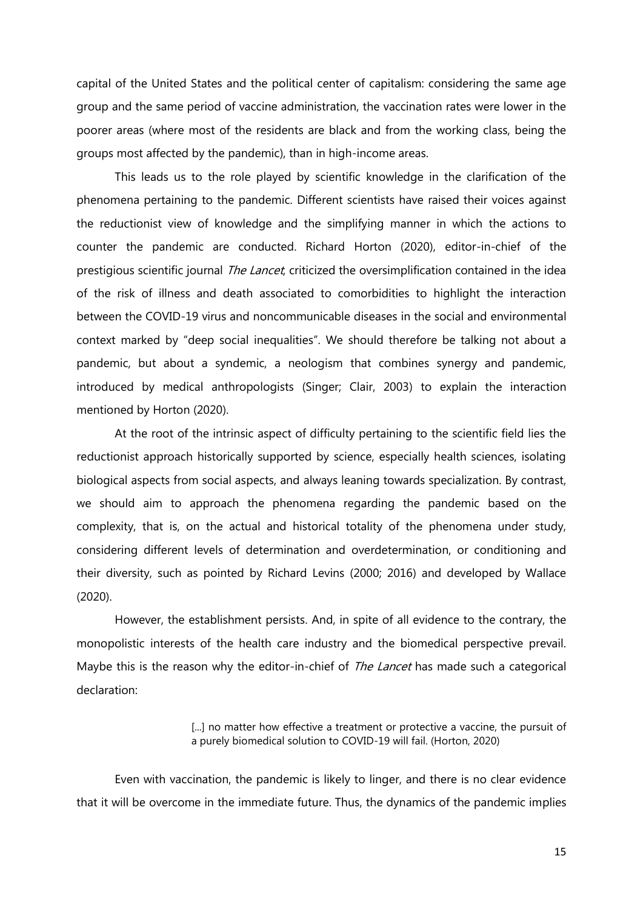capital of the United States and the political center of capitalism: considering the same age group and the same period of vaccine administration, the vaccination rates were lower in the poorer areas (where most of the residents are black and from the working class, being the groups most affected by the pandemic), than in high-income areas.

This leads us to the role played by scientific knowledge in the clarification of the phenomena pertaining to the pandemic. Different scientists have raised their voices against the reductionist view of knowledge and the simplifying manner in which the actions to counter the pandemic are conducted. Richard Horton (2020), editor-in-chief of the prestigious scientific journal *The Lancet*, criticized the oversimplification contained in the idea of the risk of illness and death associated to comorbidities to highlight the interaction between the COVID-19 virus and noncommunicable diseases in the social and environmental context marked by "deep social inequalities". We should therefore be talking not about a pandemic, but about a syndemic, a neologism that combines synergy and pandemic, introduced by medical anthropologists (Singer; Clair, 2003) to explain the interaction mentioned by Horton (2020).

At the root of the intrinsic aspect of difficulty pertaining to the scientific field lies the reductionist approach historically supported by science, especially health sciences, isolating biological aspects from social aspects, and always leaning towards specialization. By contrast, we should aim to approach the phenomena regarding the pandemic based on the complexity, that is, on the actual and historical totality of the phenomena under study, considering different levels of determination and overdetermination, or conditioning and their diversity, such as pointed by Richard Levins (2000; 2016) and developed by Wallace (2020).

However, the establishment persists. And, in spite of all evidence to the contrary, the monopolistic interests of the health care industry and the biomedical perspective prevail. Maybe this is the reason why the editor-in-chief of *The Lancet* has made such a categorical declaration:

> [...] no matter how effective a treatment or protective a vaccine, the pursuit of a purely biomedical solution to COVID-19 will fail. (Horton, 2020)

Even with vaccination, the pandemic is likely to linger, and there is no clear evidence that it will be overcome in the immediate future. Thus, the dynamics of the pandemic implies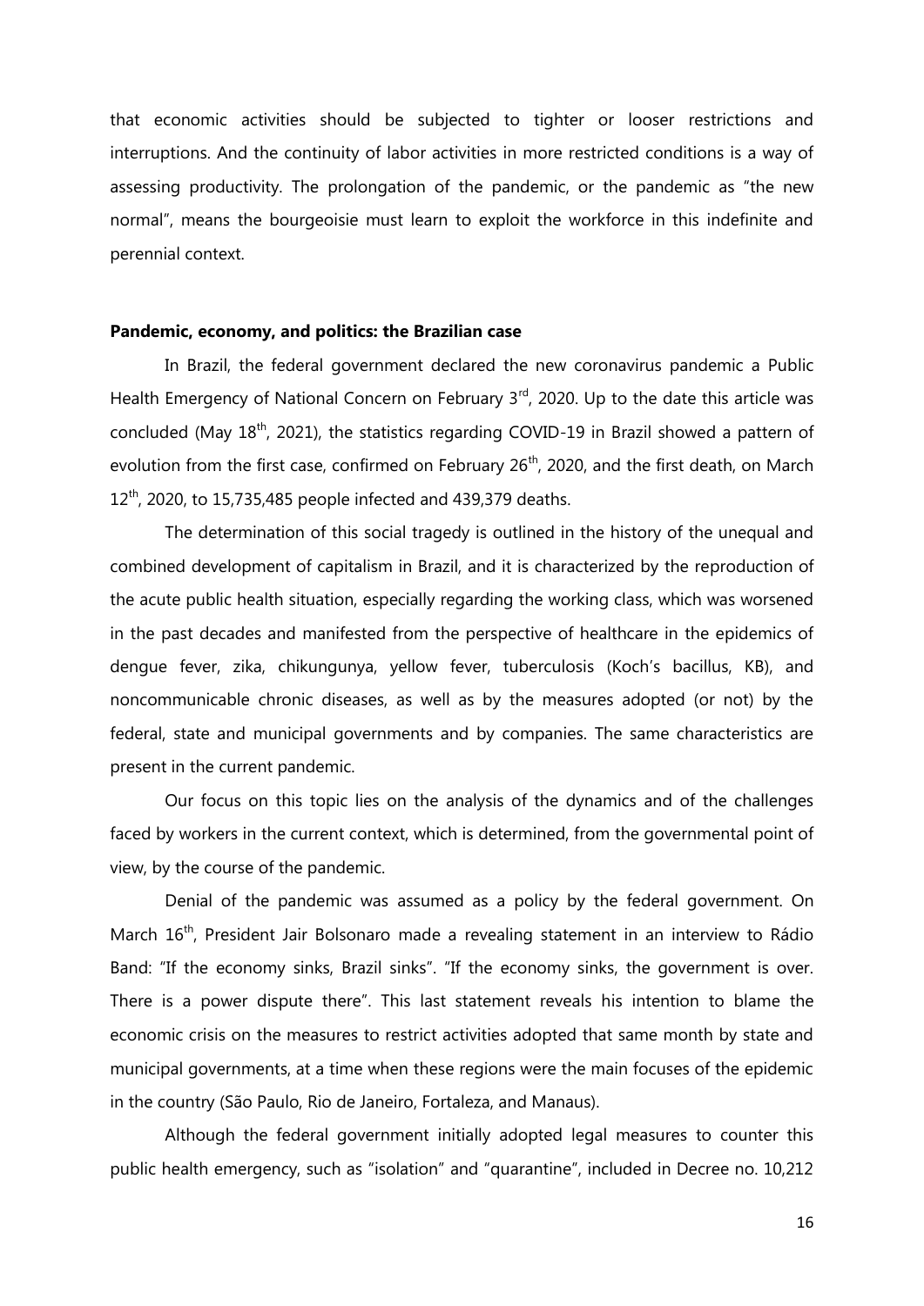that economic activities should be subjected to tighter or looser restrictions and interruptions. And the continuity of labor activities in more restricted conditions is a way of assessing productivity. The prolongation of the pandemic, or the pandemic as "the new normal", means the bourgeoisie must learn to exploit the workforce in this indefinite and perennial context.

**Pandemic, economy, and politics: the Brazilian case**

In Brazil, the federal government declared the new coronavirus pandemic a Public Health Emergency of National Concern on February 3rd, 2020. Up to the date this article was concluded (May 18th, 2021), the statistics regarding COVID-19 in Brazil showed a pattern of evolution from the first case, confirmed on February 26th, 2020, and the first death, on March 12th, 2020, to 15,735,485 people infected and 439,379 deaths.

The determination of this social tragedy is outlined in the history of the unequal and combined development of capitalism in Brazil, and it is characterized by the reproduction of the acute public health situation, especially regarding the working class, which was worsened in the past decades and manifested from the perspective of healthcare in the epidemics of dengue fever, zika, chikungunya, yellow fever, tuberculosis (Koch's bacillus, KB), and noncommunicable chronic diseases, as well as by the measures adopted (or not) by the federal, state and municipal governments and by companies. The same characteristics are present in the current pandemic.

Our focus on this topic lies on the analysis of the dynamics and of the challenges faced by workers in the current context, which is determined, from the governmental point of view, by the course of the pandemic.

Denial of the pandemic was assumed as a policy by the federal government. On March 16th, President Jair Bolsonaro made a revealing statement in an interview to Rádio Band: "If the economy sinks, Brazil sinks". "If the economy sinks, the government is over. There is a power dispute there". This last statement reveals his intention to blame the economic crisis on the measures to restrict activities adopted that same month by state and municipal governments, at a time when these regions were the main focuses of the epidemic in the country (São Paulo, Rio de Janeiro, Fortaleza, and Manaus).

Although the federal government initially adopted legal measures to counter this public health emergency, such as "isolation" and "quarantine", included in Decree no. 10,212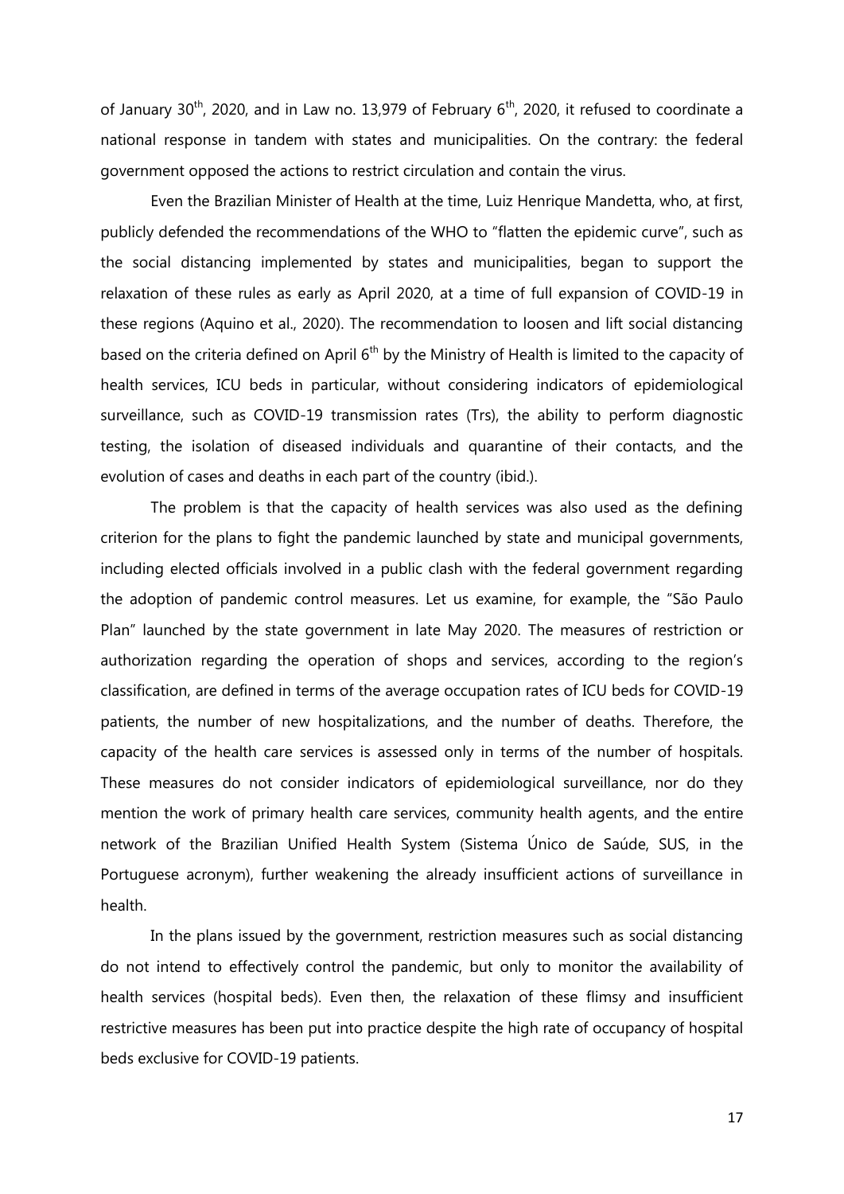of January 30th, 2020, and in Law no. 13,979 of February 6th, 2020, it refused to coordinate a national response in tandem with states and municipalities. On the contrary: the federal government opposed the actions to restrict circulation and contain the virus.

Even the Brazilian Minister of Health at the time, Luiz Henrique Mandetta, who, at first, publicly defended the recommendations of the WHO to "flatten the epidemic curve", such as the social distancing implemented by states and municipalities, began to support the relaxation of these rules as early as April 2020, at a time of full expansion of COVID-19 in these regions (Aquino et al., 2020). The recommendation to loosen and lift social distancing based on the criteria defined on April 6th by the Ministry of Health is limited to the capacity of health services, ICU beds in particular, without considering indicators of epidemiological surveillance, such as COVID-19 transmission rates (Trs), the ability to perform diagnostic testing, the isolation of diseased individuals and quarantine of their contacts, and the evolution of cases and deaths in each part of the country (ibid.).

The problem is that the capacity of health services was also used as the defining criterion for the plans to fight the pandemic launched by state and municipal governments, including elected officials involved in a public clash with the federal government regarding the adoption of pandemic control measures. Let us examine, for example, the "São Paulo Plan" launched by the state government in late May 2020. The measures of restriction or authorization regarding the operation of shops and services, according to the region's classification, are defined in terms of the average occupation rates of ICU beds for COVID-19 patients, the number of new hospitalizations, and the number of deaths. Therefore, the capacity of the health care services is assessed only in terms of the number of hospitals. These measures do not consider indicators of epidemiological surveillance, nor do they mention the work of primary health care services, community health agents, and the entire network of the Brazilian Unified Health System (Sistema Único de Saúde, SUS, in the Portuguese acronym), further weakening the already insufficient actions of surveillance in health.

In the plans issued by the government, restriction measures such as social distancing do not intend to effectively control the pandemic, but only to monitor the availability of health services (hospital beds). Even then, the relaxation of these flimsy and insufficient restrictive measures has been put into practice despite the high rate of occupancy of hospital beds exclusive for COVID-19 patients.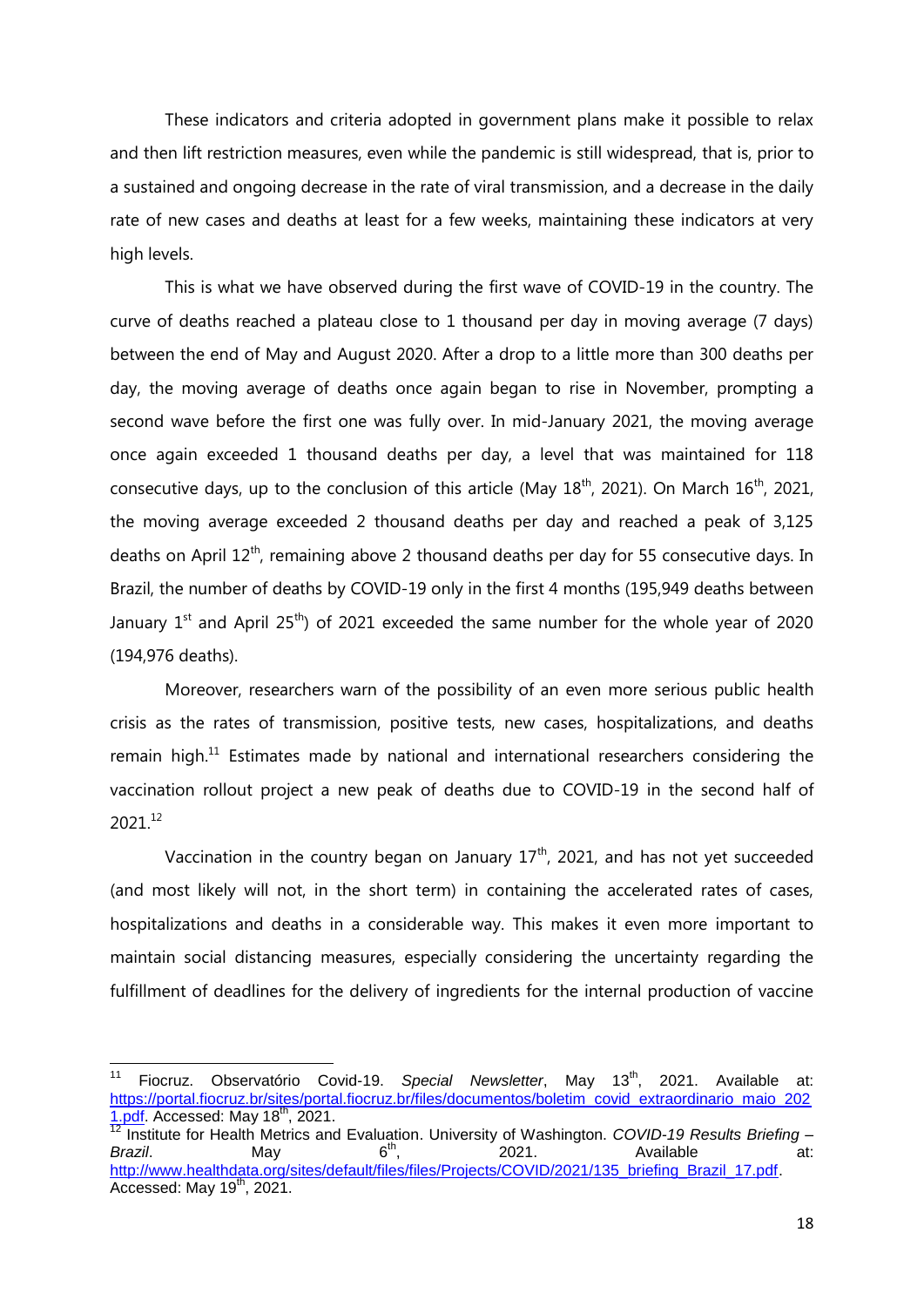These indicators and criteria adopted in government plans make it possible to relax and then lift restriction measures, even while the pandemic is still widespread, that is, prior to a sustained and ongoing decrease in the rate of viral transmission, and a decrease in the daily rate of new cases and deaths at least for a few weeks, maintaining these indicators at very high levels.

This is what we have observed during the first wave of COVID-19 in the country. The curve of deaths reached a plateau close to 1 thousand per day in moving average (7 days) between the end of May and August 2020. After a drop to a little more than 300 deaths per day, the moving average of deaths once again began to rise in November, prompting a second wave before the first one was fully over. In mid-January 2021, the moving average once again exceeded 1 thousand deaths per day, a level that was maintained for 118 consecutive days, up to the conclusion of this article (May 18th, 2021). On March 16th, 2021, the moving average exceeded 2 thousand deaths per day and reached a peak of 3,125 deaths on April 12th, remaining above 2 thousand deaths per day for 55 consecutive days. In Brazil, the number of deaths by COVID-19 only in the first 4 months (195,949 deaths between January 1st and April 25th) of 2021 exceeded the same number for the whole year of 2020 (194,976 deaths).

Moreover, researchers warn of the possibility of an even more serious public health crisis as the rates of transmission, positive tests, new cases, hospitalizations, and deaths remain high.[11] Estimates made by national and international researchers considering the vaccination rollout project a new peak of deaths due to COVID-19 in the second half of 2021.[12]

Vaccination in the country began on January 17th, 2021, and has not yet succeeded (and most likely will not, in the short term) in containing the accelerated rates of cases, hospitalizations and deaths in a considerable way. This makes it even more important to maintain social distancing measures, especially considering the uncertainty regarding the fulfillment of deadlines for the delivery of ingredients for the internal production of vaccine

---

[11] Fiocruz. Observatório Covid-19. *Special Newsletter*, May 13th, 2021. Available at: https://portal.fiocruz.br/sites/portal.fiocruz.br/files/documentos/boletim_covid_extraordinario_maio_2021.pdf. Accessed: May 18th, 2021.

[12] Institute for Health Metrics and Evaluation. University of Washington. *COVID-19 Results Briefing – Brazil*. May 6th, 2021. Available at: http://www.healthdata.org/sites/default/files/files/Projects/COVID/2021/135_briefing_Brazil_17.pdf. Accessed: May 19th, 2021.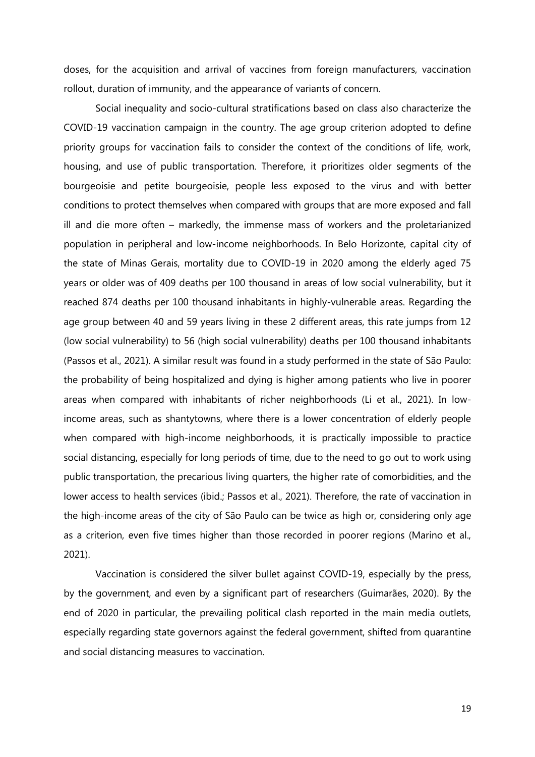doses, for the acquisition and arrival of vaccines from foreign manufacturers, vaccination rollout, duration of immunity, and the appearance of variants of concern.

Social inequality and socio-cultural stratifications based on class also characterize the COVID-19 vaccination campaign in the country. The age group criterion adopted to define priority groups for vaccination fails to consider the context of the conditions of life, work, housing, and use of public transportation. Therefore, it prioritizes older segments of the bourgeoisie and petite bourgeoisie, people less exposed to the virus and with better conditions to protect themselves when compared with groups that are more exposed and fall ill and die more often – markedly, the immense mass of workers and the proletarianized population in peripheral and low-income neighborhoods. In Belo Horizonte, capital city of the state of Minas Gerais, mortality due to COVID-19 in 2020 among the elderly aged 75 years or older was of 409 deaths per 100 thousand in areas of low social vulnerability, but it reached 874 deaths per 100 thousand inhabitants in highly-vulnerable areas. Regarding the age group between 40 and 59 years living in these 2 different areas, this rate jumps from 12 (low social vulnerability) to 56 (high social vulnerability) deaths per 100 thousand inhabitants (Passos et al., 2021). A similar result was found in a study performed in the state of São Paulo: the probability of being hospitalized and dying is higher among patients who live in poorer areas when compared with inhabitants of richer neighborhoods (Li et al., 2021). In low-income areas, such as shantytowns, where there is a lower concentration of elderly people when compared with high-income neighborhoods, it is practically impossible to practice social distancing, especially for long periods of time, due to the need to go out to work using public transportation, the precarious living quarters, the higher rate of comorbidities, and the lower access to health services (ibid.; Passos et al., 2021). Therefore, the rate of vaccination in the high-income areas of the city of São Paulo can be twice as high or, considering only age as a criterion, even five times higher than those recorded in poorer regions (Marino et al., 2021).

Vaccination is considered the silver bullet against COVID-19, especially by the press, by the government, and even by a significant part of researchers (Guimarães, 2020). By the end of 2020 in particular, the prevailing political clash reported in the main media outlets, especially regarding state governors against the federal government, shifted from quarantine and social distancing measures to vaccination.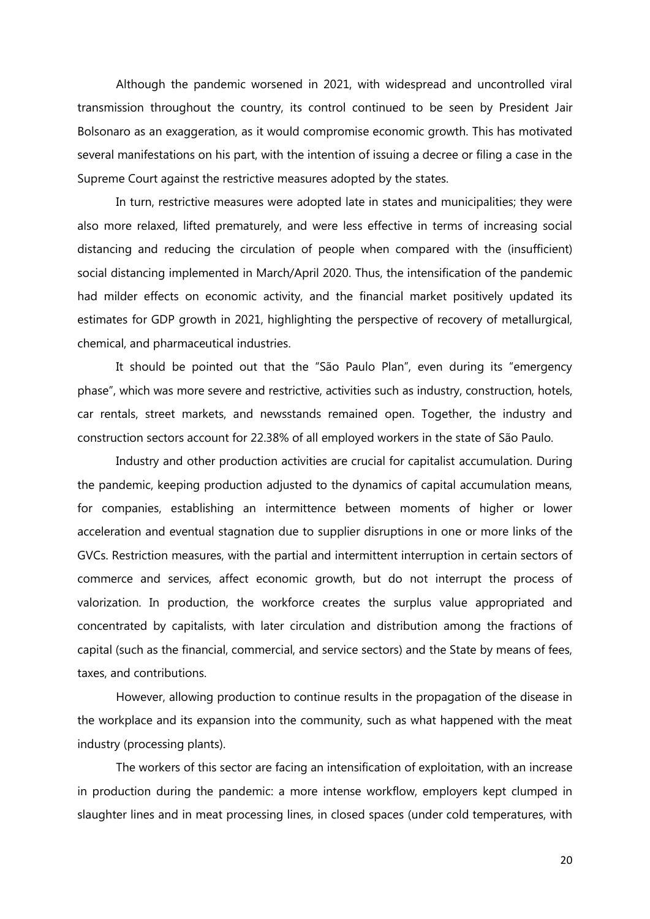Although the pandemic worsened in 2021, with widespread and uncontrolled viral transmission throughout the country, its control continued to be seen by President Jair Bolsonaro as an exaggeration, as it would compromise economic growth. This has motivated several manifestations on his part, with the intention of issuing a decree or filing a case in the Supreme Court against the restrictive measures adopted by the states.

In turn, restrictive measures were adopted late in states and municipalities; they were also more relaxed, lifted prematurely, and were less effective in terms of increasing social distancing and reducing the circulation of people when compared with the (insufficient) social distancing implemented in March/April 2020. Thus, the intensification of the pandemic had milder effects on economic activity, and the financial market positively updated its estimates for GDP growth in 2021, highlighting the perspective of recovery of metallurgical, chemical, and pharmaceutical industries.

It should be pointed out that the "São Paulo Plan", even during its "emergency phase", which was more severe and restrictive, activities such as industry, construction, hotels, car rentals, street markets, and newsstands remained open. Together, the industry and construction sectors account for 22.38% of all employed workers in the state of São Paulo.

Industry and other production activities are crucial for capitalist accumulation. During the pandemic, keeping production adjusted to the dynamics of capital accumulation means, for companies, establishing an intermittence between moments of higher or lower acceleration and eventual stagnation due to supplier disruptions in one or more links of the GVCs. Restriction measures, with the partial and intermittent interruption in certain sectors of commerce and services, affect economic growth, but do not interrupt the process of valorization. In production, the workforce creates the surplus value appropriated and concentrated by capitalists, with later circulation and distribution among the fractions of capital (such as the financial, commercial, and service sectors) and the State by means of fees, taxes, and contributions.

However, allowing production to continue results in the propagation of the disease in the workplace and its expansion into the community, such as what happened with the meat industry (processing plants).

The workers of this sector are facing an intensification of exploitation, with an increase in production during the pandemic: a more intense workflow, employers kept clumped in slaughter lines and in meat processing lines, in closed spaces (under cold temperatures, with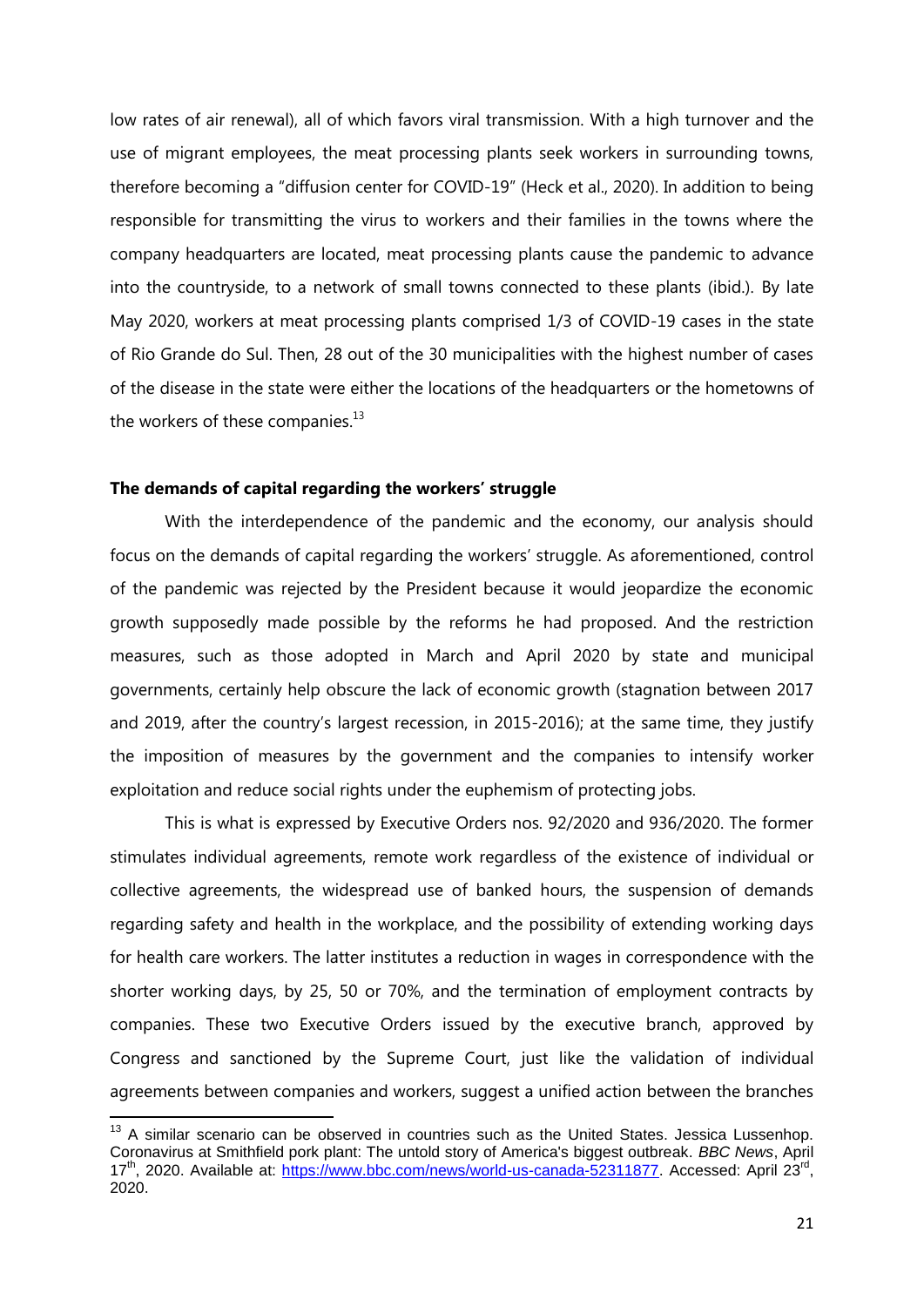low rates of air renewal), all of which favors viral transmission. With a high turnover and the use of migrant employees, the meat processing plants seek workers in surrounding towns, therefore becoming a "diffusion center for COVID-19" (Heck et al., 2020). In addition to being responsible for transmitting the virus to workers and their families in the towns where the company headquarters are located, meat processing plants cause the pandemic to advance into the countryside, to a network of small towns connected to these plants (ibid.). By late May 2020, workers at meat processing plants comprised 1/3 of COVID-19 cases in the state of Rio Grande do Sul. Then, 28 out of the 30 municipalities with the highest number of cases of the disease in the state were either the locations of the headquarters or the hometowns of the workers of these companies.[13]

**The demands of capital regarding the workers' struggle**

With the interdependence of the pandemic and the economy, our analysis should focus on the demands of capital regarding the workers' struggle. As aforementioned, control of the pandemic was rejected by the President because it would jeopardize the economic growth supposedly made possible by the reforms he had proposed. And the restriction measures, such as those adopted in March and April 2020 by state and municipal governments, certainly help obscure the lack of economic growth (stagnation between 2017 and 2019, after the country's largest recession, in 2015-2016); at the same time, they justify the imposition of measures by the government and the companies to intensify worker exploitation and reduce social rights under the euphemism of protecting jobs.

This is what is expressed by Executive Orders nos. 92/2020 and 936/2020. The former stimulates individual agreements, remote work regardless of the existence of individual or collective agreements, the widespread use of banked hours, the suspension of demands regarding safety and health in the workplace, and the possibility of extending working days for health care workers. The latter institutes a reduction in wages in correspondence with the shorter working days, by 25, 50 or 70%, and the termination of employment contracts by companies. These two Executive Orders issued by the executive branch, approved by Congress and sanctioned by the Supreme Court, just like the validation of individual agreements between companies and workers, suggest a unified action between the branches

[13] A similar scenario can be observed in countries such as the United States. Jessica Lussenhop. Coronavirus at Smithfield pork plant: The untold story of America's biggest outbreak. *BBC News*, April 17th, 2020. Available at: https://www.bbc.com/news/world-us-canada-52311877. Accessed: April 23rd, 2020.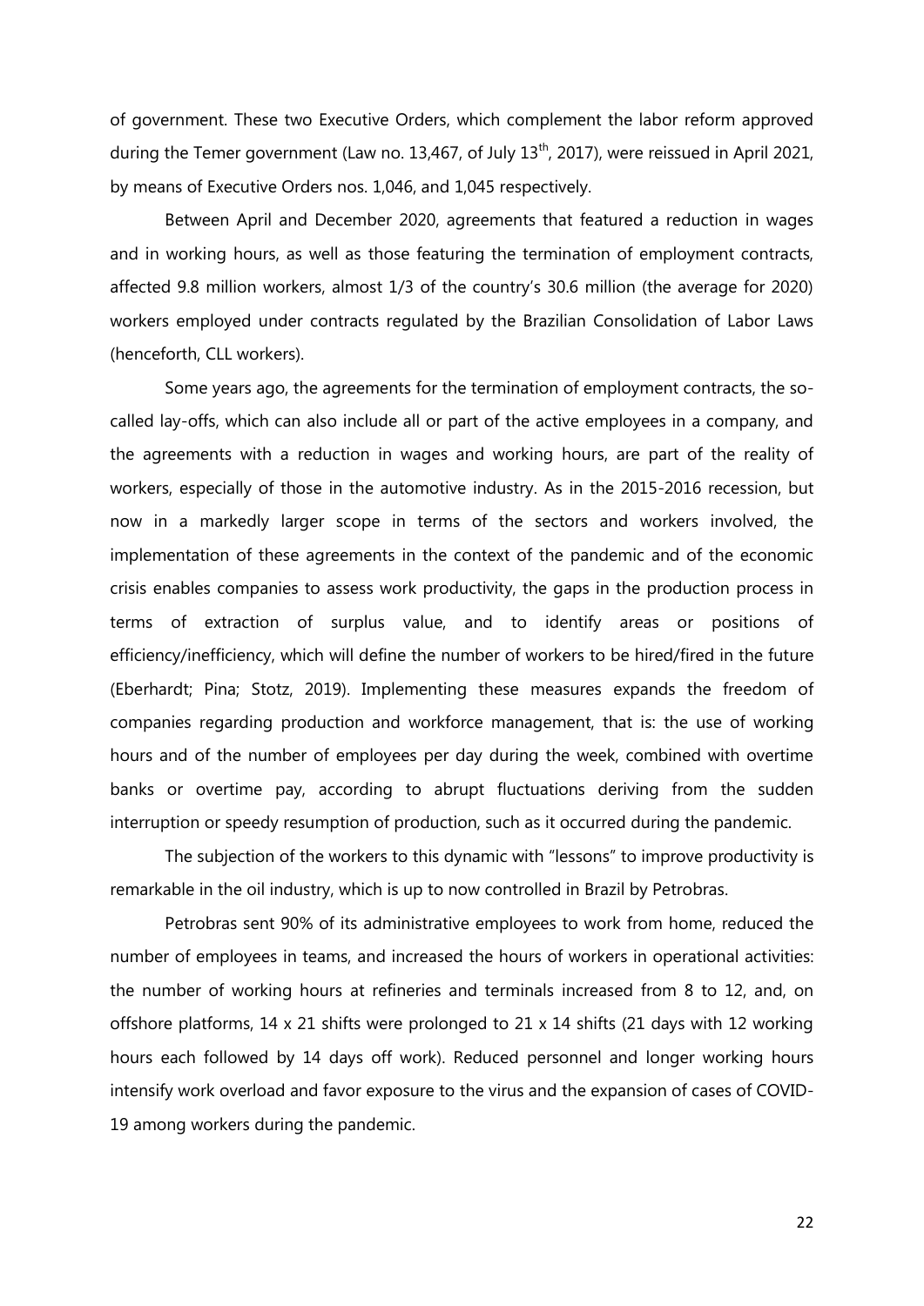of government. These two Executive Orders, which complement the labor reform approved during the Temer government (Law no. 13,467, of July 13th, 2017), were reissued in April 2021, by means of Executive Orders nos. 1,046, and 1,045 respectively.

Between April and December 2020, agreements that featured a reduction in wages and in working hours, as well as those featuring the termination of employment contracts, affected 9.8 million workers, almost 1/3 of the country's 30.6 million (the average for 2020) workers employed under contracts regulated by the Brazilian Consolidation of Labor Laws (henceforth, CLL workers).

Some years ago, the agreements for the termination of employment contracts, the so-called lay-offs, which can also include all or part of the active employees in a company, and the agreements with a reduction in wages and working hours, are part of the reality of workers, especially of those in the automotive industry. As in the 2015-2016 recession, but now in a markedly larger scope in terms of the sectors and workers involved, the implementation of these agreements in the context of the pandemic and of the economic crisis enables companies to assess work productivity, the gaps in the production process in terms of extraction of surplus value, and to identify areas or positions of efficiency/inefficiency, which will define the number of workers to be hired/fired in the future (Eberhardt; Pina; Stotz, 2019). Implementing these measures expands the freedom of companies regarding production and workforce management, that is: the use of working hours and of the number of employees per day during the week, combined with overtime banks or overtime pay, according to abrupt fluctuations deriving from the sudden interruption or speedy resumption of production, such as it occurred during the pandemic.

The subjection of the workers to this dynamic with "lessons" to improve productivity is remarkable in the oil industry, which is up to now controlled in Brazil by Petrobras.

Petrobras sent 90% of its administrative employees to work from home, reduced the number of employees in teams, and increased the hours of workers in operational activities: the number of working hours at refineries and terminals increased from 8 to 12, and, on offshore platforms, 14 x 21 shifts were prolonged to 21 x 14 shifts (21 days with 12 working hours each followed by 14 days off work). Reduced personnel and longer working hours intensify work overload and favor exposure to the virus and the expansion of cases of COVID-19 among workers during the pandemic.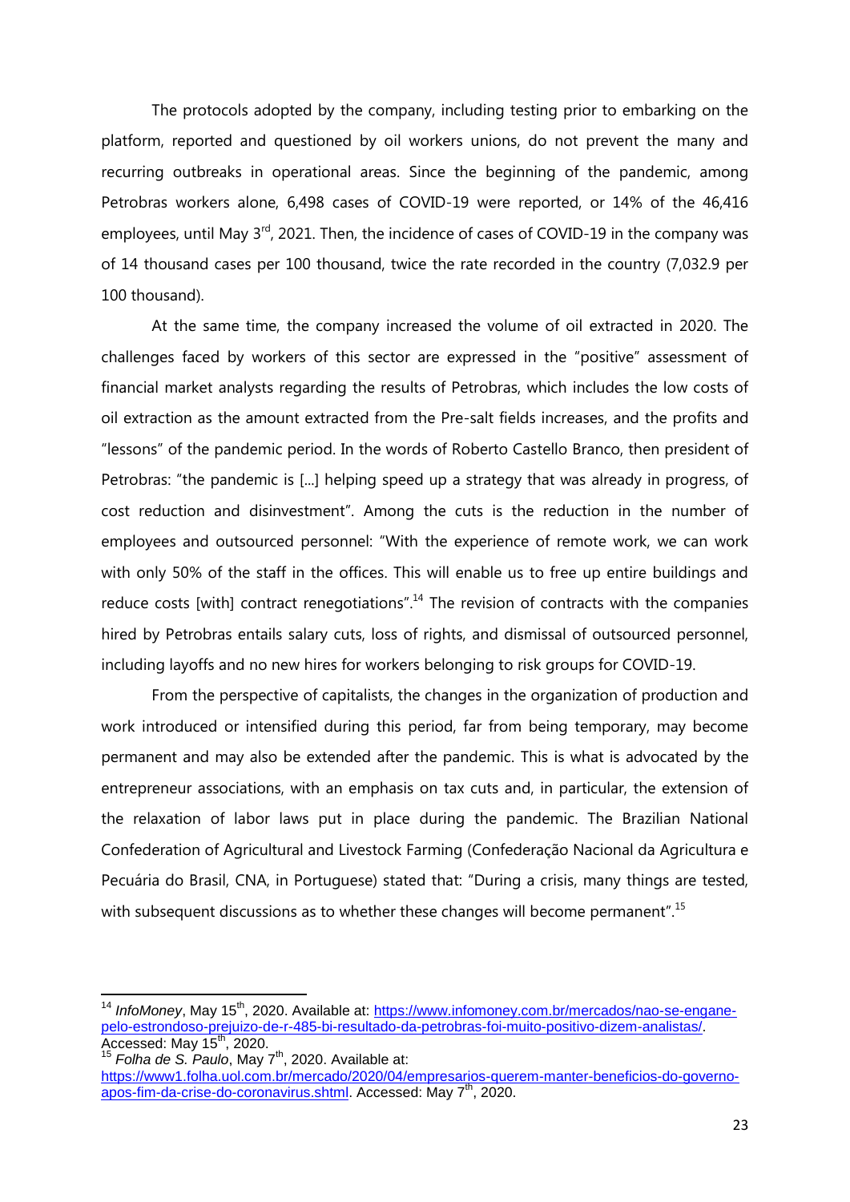The protocols adopted by the company, including testing prior to embarking on the platform, reported and questioned by oil workers unions, do not prevent the many and recurring outbreaks in operational areas. Since the beginning of the pandemic, among Petrobras workers alone, 6,498 cases of COVID-19 were reported, or 14% of the 46,416 employees, until May 3rd, 2021. Then, the incidence of cases of COVID-19 in the company was of 14 thousand cases per 100 thousand, twice the rate recorded in the country (7,032.9 per 100 thousand).

At the same time, the company increased the volume of oil extracted in 2020. The challenges faced by workers of this sector are expressed in the "positive" assessment of financial market analysts regarding the results of Petrobras, which includes the low costs of oil extraction as the amount extracted from the Pre-salt fields increases, and the profits and "lessons" of the pandemic period. In the words of Roberto Castello Branco, then president of Petrobras: "the pandemic is [...] helping speed up a strategy that was already in progress, of cost reduction and disinvestment". Among the cuts is the reduction in the number of employees and outsourced personnel: "With the experience of remote work, we can work with only 50% of the staff in the offices. This will enable us to free up entire buildings and reduce costs [with] contract renegotiations".[14] The revision of contracts with the companies hired by Petrobras entails salary cuts, loss of rights, and dismissal of outsourced personnel, including layoffs and no new hires for workers belonging to risk groups for COVID-19.

From the perspective of capitalists, the changes in the organization of production and work introduced or intensified during this period, far from being temporary, may become permanent and may also be extended after the pandemic. This is what is advocated by the entrepreneur associations, with an emphasis on tax cuts and, in particular, the extension of the relaxation of labor laws put in place during the pandemic. The Brazilian National Confederation of Agricultural and Livestock Farming (Confederação Nacional da Agricultura e Pecuária do Brasil, CNA, in Portuguese) stated that: "During a crisis, many things are tested, with subsequent discussions as to whether these changes will become permanent".[15]

---

[14] *InfoMoney*, May 15th, 2020. Available at: https://www.infomoney.com.br/mercados/nao-se-engane-pelo-estrondoso-prejuizo-de-r-485-bi-resultado-da-petrobras-foi-muito-positivo-dizem-analistas/. Accessed: May 15th, 2020.

[15] *Folha de S. Paulo*, May 7th, 2020. Available at: https://www1.folha.uol.com.br/mercado/2020/04/empresarios-querem-manter-beneficios-do-governo-apos-fim-da-crise-do-coronavirus.shtml. Accessed: May 7th, 2020.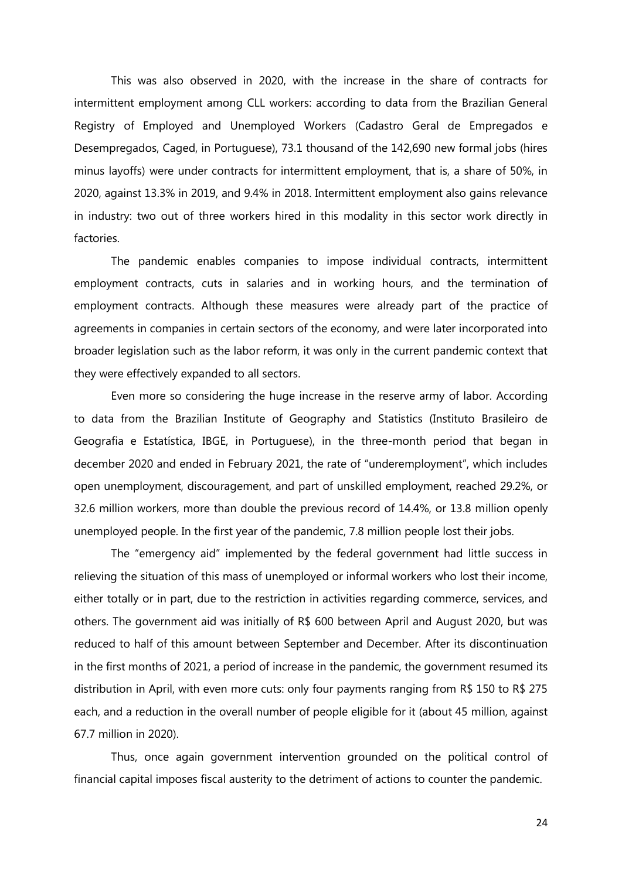This was also observed in 2020, with the increase in the share of contracts for intermittent employment among CLL workers: according to data from the Brazilian General Registry of Employed and Unemployed Workers (Cadastro Geral de Empregados e Desempregados, Caged, in Portuguese), 73.1 thousand of the 142,690 new formal jobs (hires minus layoffs) were under contracts for intermittent employment, that is, a share of 50%, in 2020, against 13.3% in 2019, and 9.4% in 2018. Intermittent employment also gains relevance in industry: two out of three workers hired in this modality in this sector work directly in factories.

The pandemic enables companies to impose individual contracts, intermittent employment contracts, cuts in salaries and in working hours, and the termination of employment contracts. Although these measures were already part of the practice of agreements in companies in certain sectors of the economy, and were later incorporated into broader legislation such as the labor reform, it was only in the current pandemic context that they were effectively expanded to all sectors.

Even more so considering the huge increase in the reserve army of labor. According to data from the Brazilian Institute of Geography and Statistics (Instituto Brasileiro de Geografia e Estatística, IBGE, in Portuguese), in the three-month period that began in december 2020 and ended in February 2021, the rate of "underemployment", which includes open unemployment, discouragement, and part of unskilled employment, reached 29.2%, or 32.6 million workers, more than double the previous record of 14.4%, or 13.8 million openly unemployed people. In the first year of the pandemic, 7.8 million people lost their jobs.

The "emergency aid" implemented by the federal government had little success in relieving the situation of this mass of unemployed or informal workers who lost their income, either totally or in part, due to the restriction in activities regarding commerce, services, and others. The government aid was initially of R$ 600 between April and August 2020, but was reduced to half of this amount between September and December. After its discontinuation in the first months of 2021, a period of increase in the pandemic, the government resumed its distribution in April, with even more cuts: only four payments ranging from R$ 150 to R$ 275 each, and a reduction in the overall number of people eligible for it (about 45 million, against 67.7 million in 2020).

Thus, once again government intervention grounded on the political control of financial capital imposes fiscal austerity to the detriment of actions to counter the pandemic.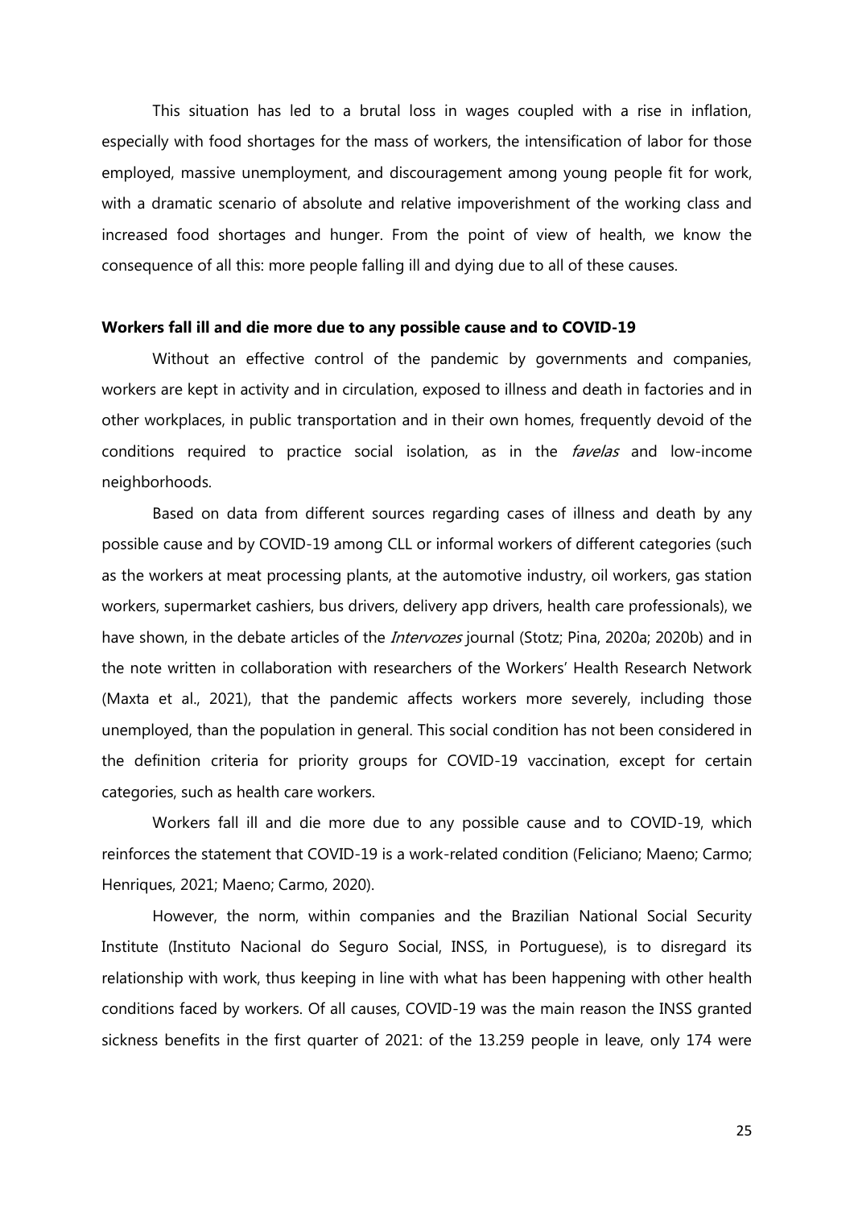This situation has led to a brutal loss in wages coupled with a rise in inflation, especially with food shortages for the mass of workers, the intensification of labor for those employed, massive unemployment, and discouragement among young people fit for work, with a dramatic scenario of absolute and relative impoverishment of the working class and increased food shortages and hunger. From the point of view of health, we know the consequence of all this: more people falling ill and dying due to all of these causes.

**Workers fall ill and die more due to any possible cause and to COVID-19**

Without an effective control of the pandemic by governments and companies, workers are kept in activity and in circulation, exposed to illness and death in factories and in other workplaces, in public transportation and in their own homes, frequently devoid of the conditions required to practice social isolation, as in the *favelas* and low-income neighborhoods.

Based on data from different sources regarding cases of illness and death by any possible cause and by COVID-19 among CLL or informal workers of different categories (such as the workers at meat processing plants, at the automotive industry, oil workers, gas station workers, supermarket cashiers, bus drivers, delivery app drivers, health care professionals), we have shown, in the debate articles of the *Intervozes* journal (Stotz; Pina, 2020a; 2020b) and in the note written in collaboration with researchers of the Workers' Health Research Network (Maxta et al., 2021), that the pandemic affects workers more severely, including those unemployed, than the population in general. This social condition has not been considered in the definition criteria for priority groups for COVID-19 vaccination, except for certain categories, such as health care workers.

Workers fall ill and die more due to any possible cause and to COVID-19, which reinforces the statement that COVID-19 is a work-related condition (Feliciano; Maeno; Carmo; Henriques, 2021; Maeno; Carmo, 2020).

However, the norm, within companies and the Brazilian National Social Security Institute (Instituto Nacional do Seguro Social, INSS, in Portuguese), is to disregard its relationship with work, thus keeping in line with what has been happening with other health conditions faced by workers. Of all causes, COVID-19 was the main reason the INSS granted sickness benefits in the first quarter of 2021: of the 13.259 people in leave, only 174 were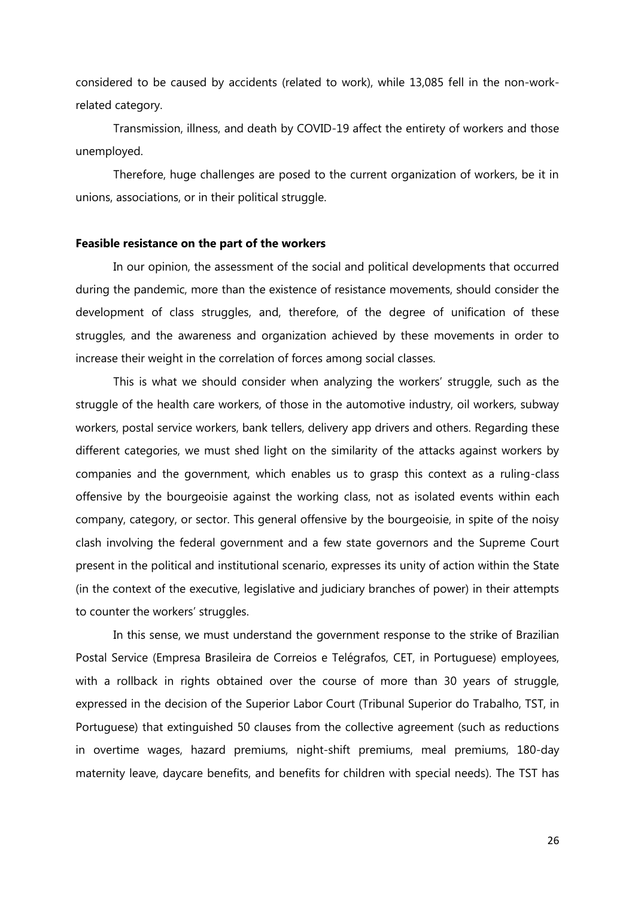considered to be caused by accidents (related to work), while 13,085 fell in the non-work-related category.

Transmission, illness, and death by COVID-19 affect the entirety of workers and those unemployed.

Therefore, huge challenges are posed to the current organization of workers, be it in unions, associations, or in their political struggle.

**Feasible resistance on the part of the workers**

In our opinion, the assessment of the social and political developments that occurred during the pandemic, more than the existence of resistance movements, should consider the development of class struggles, and, therefore, of the degree of unification of these struggles, and the awareness and organization achieved by these movements in order to increase their weight in the correlation of forces among social classes.

This is what we should consider when analyzing the workers' struggle, such as the struggle of the health care workers, of those in the automotive industry, oil workers, subway workers, postal service workers, bank tellers, delivery app drivers and others. Regarding these different categories, we must shed light on the similarity of the attacks against workers by companies and the government, which enables us to grasp this context as a ruling-class offensive by the bourgeoisie against the working class, not as isolated events within each company, category, or sector. This general offensive by the bourgeoisie, in spite of the noisy clash involving the federal government and a few state governors and the Supreme Court present in the political and institutional scenario, expresses its unity of action within the State (in the context of the executive, legislative and judiciary branches of power) in their attempts to counter the workers' struggles.

In this sense, we must understand the government response to the strike of Brazilian Postal Service (Empresa Brasileira de Correios e Telégrafos, CET, in Portuguese) employees, with a rollback in rights obtained over the course of more than 30 years of struggle, expressed in the decision of the Superior Labor Court (Tribunal Superior do Trabalho, TST, in Portuguese) that extinguished 50 clauses from the collective agreement (such as reductions in overtime wages, hazard premiums, night-shift premiums, meal premiums, 180-day maternity leave, daycare benefits, and benefits for children with special needs). The TST has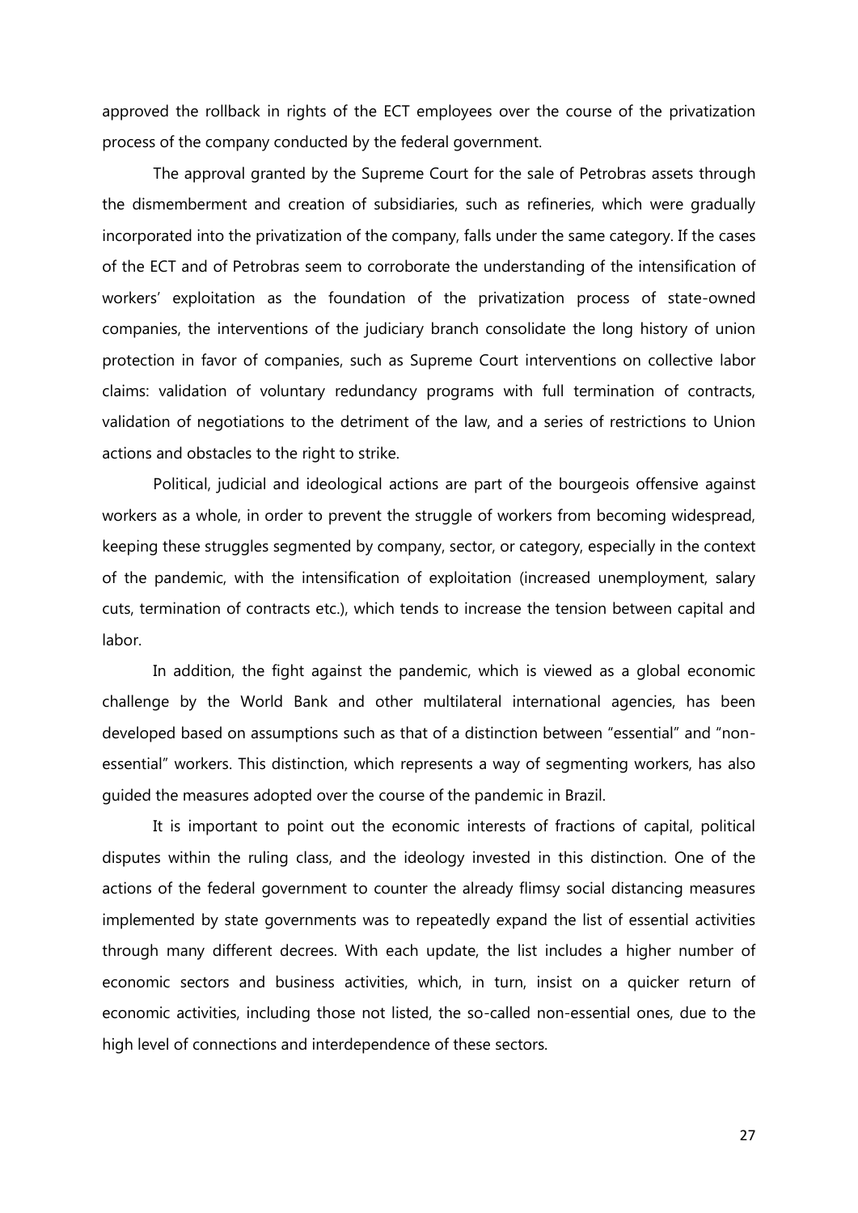approved the rollback in rights of the ECT employees over the course of the privatization process of the company conducted by the federal government.

The approval granted by the Supreme Court for the sale of Petrobras assets through the dismemberment and creation of subsidiaries, such as refineries, which were gradually incorporated into the privatization of the company, falls under the same category. If the cases of the ECT and of Petrobras seem to corroborate the understanding of the intensification of workers' exploitation as the foundation of the privatization process of state-owned companies, the interventions of the judiciary branch consolidate the long history of union protection in favor of companies, such as Supreme Court interventions on collective labor claims: validation of voluntary redundancy programs with full termination of contracts, validation of negotiations to the detriment of the law, and a series of restrictions to Union actions and obstacles to the right to strike.

Political, judicial and ideological actions are part of the bourgeois offensive against workers as a whole, in order to prevent the struggle of workers from becoming widespread, keeping these struggles segmented by company, sector, or category, especially in the context of the pandemic, with the intensification of exploitation (increased unemployment, salary cuts, termination of contracts etc.), which tends to increase the tension between capital and labor.

In addition, the fight against the pandemic, which is viewed as a global economic challenge by the World Bank and other multilateral international agencies, has been developed based on assumptions such as that of a distinction between "essential" and "non-essential" workers. This distinction, which represents a way of segmenting workers, has also guided the measures adopted over the course of the pandemic in Brazil.

It is important to point out the economic interests of fractions of capital, political disputes within the ruling class, and the ideology invested in this distinction. One of the actions of the federal government to counter the already flimsy social distancing measures implemented by state governments was to repeatedly expand the list of essential activities through many different decrees. With each update, the list includes a higher number of economic sectors and business activities, which, in turn, insist on a quicker return of economic activities, including those not listed, the so-called non-essential ones, due to the high level of connections and interdependence of these sectors.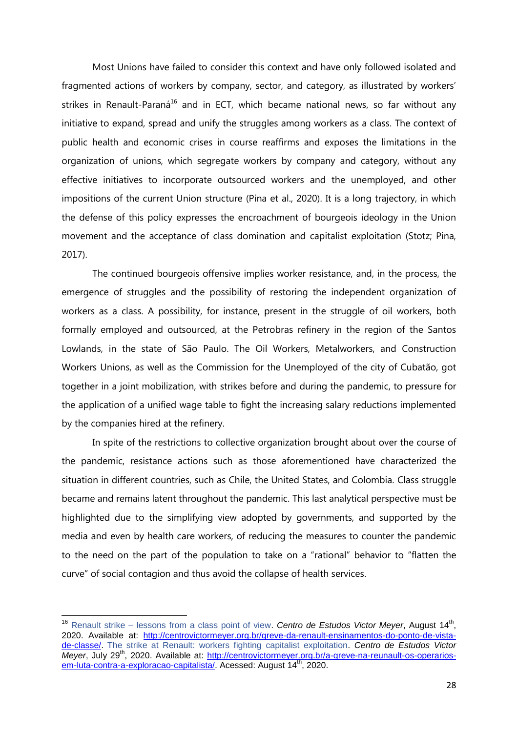Most Unions have failed to consider this context and have only followed isolated and fragmented actions of workers by company, sector, and category, as illustrated by workers' strikes in Renault-Paraná[16] and in ECT, which became national news, so far without any initiative to expand, spread and unify the struggles among workers as a class. The context of public health and economic crises in course reaffirms and exposes the limitations in the organization of unions, which segregate workers by company and category, without any effective initiatives to incorporate outsourced workers and the unemployed, and other impositions of the current Union structure (Pina et al., 2020). It is a long trajectory, in which the defense of this policy expresses the encroachment of bourgeois ideology in the Union movement and the acceptance of class domination and capitalist exploitation (Stotz; Pina, 2017).

The continued bourgeois offensive implies worker resistance, and, in the process, the emergence of struggles and the possibility of restoring the independent organization of workers as a class. A possibility, for instance, present in the struggle of oil workers, both formally employed and outsourced, at the Petrobras refinery in the region of the Santos Lowlands, in the state of São Paulo. The Oil Workers, Metalworkers, and Construction Workers Unions, as well as the Commission for the Unemployed of the city of Cubatão, got together in a joint mobilization, with strikes before and during the pandemic, to pressure for the application of a unified wage table to fight the increasing salary reductions implemented by the companies hired at the refinery.

In spite of the restrictions to collective organization brought about over the course of the pandemic, resistance actions such as those aforementioned have characterized the situation in different countries, such as Chile, the United States, and Colombia. Class struggle became and remains latent throughout the pandemic. This last analytical perspective must be highlighted due to the simplifying view adopted by governments, and supported by the media and even by health care workers, of reducing the measures to counter the pandemic to the need on the part of the population to take on a "rational" behavior to "flatten the curve" of social contagion and thus avoid the collapse of health services.

---

[16] Renault strike – lessons from a class point of view. *Centro de Estudos Victor Meyer*, August 14th, 2020. Available at: http://centrovictormeyer.org.br/greve-da-renault-ensinamentos-do-ponto-de-vista-de-classe/. The strike at Renault: workers fighting capitalist exploitation. *Centro de Estudos Victor Meyer*, July 29th, 2020. Available at: http://centrovictormeyer.org.br/a-greve-na-reunault-os-operarios-em-luta-contra-a-exploracao-capitalista/. Acessed: August 14th, 2020.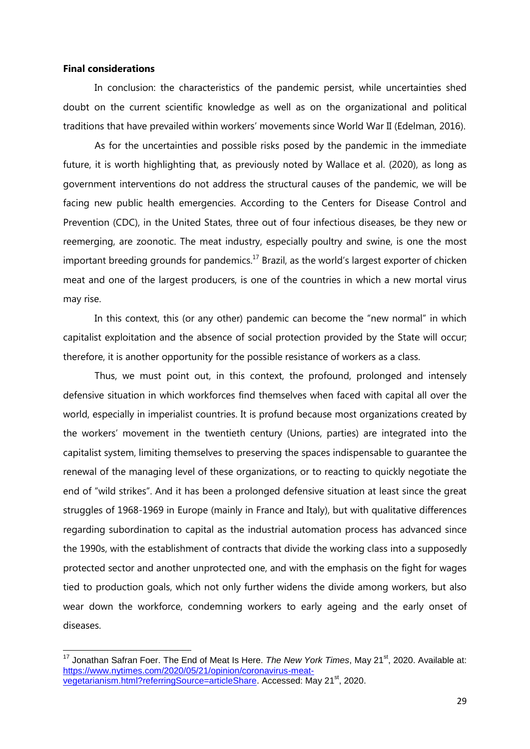**Final considerations**

In conclusion: the characteristics of the pandemic persist, while uncertainties shed doubt on the current scientific knowledge as well as on the organizational and political traditions that have prevailed within workers' movements since World War II (Edelman, 2016).

As for the uncertainties and possible risks posed by the pandemic in the immediate future, it is worth highlighting that, as previously noted by Wallace et al. (2020), as long as government interventions do not address the structural causes of the pandemic, we will be facing new public health emergencies. According to the Centers for Disease Control and Prevention (CDC), in the United States, three out of four infectious diseases, be they new or reemerging, are zoonotic. The meat industry, especially poultry and swine, is one the most important breeding grounds for pandemics.[17] Brazil, as the world's largest exporter of chicken meat and one of the largest producers, is one of the countries in which a new mortal virus may rise.

In this context, this (or any other) pandemic can become the "new normal" in which capitalist exploitation and the absence of social protection provided by the State will occur; therefore, it is another opportunity for the possible resistance of workers as a class.

Thus, we must point out, in this context, the profound, prolonged and intensely defensive situation in which workforces find themselves when faced with capital all over the world, especially in imperialist countries. It is profund because most organizations created by the workers' movement in the twentieth century (Unions, parties) are integrated into the capitalist system, limiting themselves to preserving the spaces indispensable to guarantee the renewal of the managing level of these organizations, or to reacting to quickly negotiate the end of "wild strikes". And it has been a prolonged defensive situation at least since the great struggles of 1968-1969 in Europe (mainly in France and Italy), but with qualitative differences regarding subordination to capital as the industrial automation process has advanced since the 1990s, with the establishment of contracts that divide the working class into a supposedly protected sector and another unprotected one, and with the emphasis on the fight for wages tied to production goals, which not only further widens the divide among workers, but also wear down the workforce, condemning workers to early ageing and the early onset of diseases.

---

[17] Jonathan Safran Foer. The End of Meat Is Here. *The New York Times*, May 21st, 2020. Available at: https://www.nytimes.com/2020/05/21/opinion/coronavirus-meat-vegetarianism.html?referringSource=articleShare. Accessed: May 21st, 2020.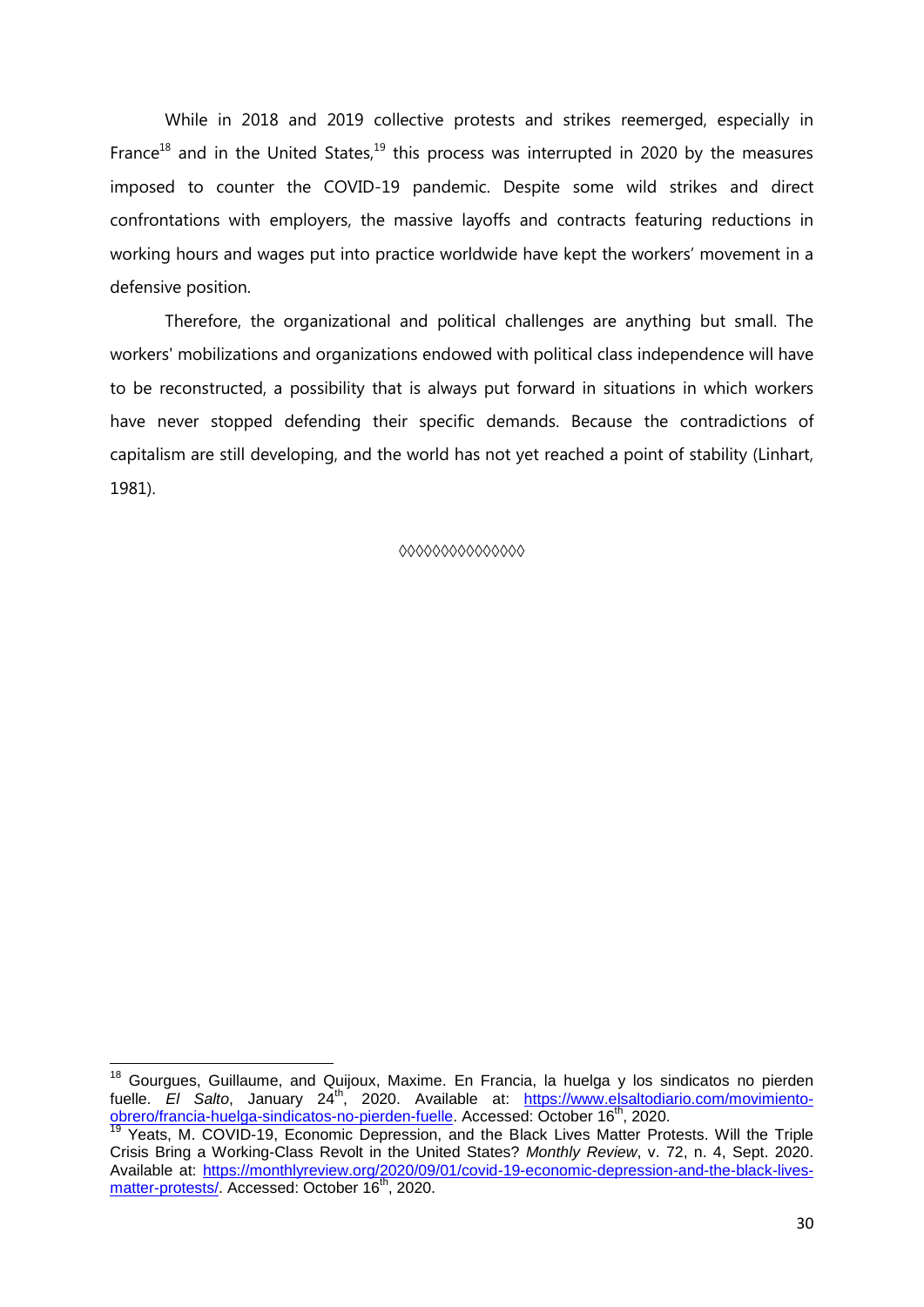While in 2018 and 2019 collective protests and strikes reemerged, especially in France[18] and in the United States,[19] this process was interrupted in 2020 by the measures imposed to counter the COVID-19 pandemic. Despite some wild strikes and direct confrontations with employers, the massive layoffs and contracts featuring reductions in working hours and wages put into practice worldwide have kept the workers' movement in a defensive position.

Therefore, the organizational and political challenges are anything but small. The workers' mobilizations and organizations endowed with political class independence will have to be reconstructed, a possibility that is always put forward in situations in which workers have never stopped defending their specific demands. Because the contradictions of capitalism are still developing, and the world has not yet reached a point of stability (Linhart, 1981).

◊◊◊◊◊◊◊◊◊◊◊◊◊◊◊

---

[18] Gourgues, Guillaume, and Quijoux, Maxime. En Francia, la huelga y los sindicatos no pierden fuelle. *El Salto*, January 24th, 2020. Available at: https://www.elsaltodiario.com/movimiento-obrero/francia-huelga-sindicatos-no-pierden-fuelle. Accessed: October 16th, 2020.

[19] Yeats, M. COVID-19, Economic Depression, and the Black Lives Matter Protests. Will the Triple Crisis Bring a Working-Class Revolt in the United States? *Monthly Review*, v. 72, n. 4, Sept. 2020. Available at: https://monthlyreview.org/2020/09/01/covid-19-economic-depression-and-the-black-lives-matter-protests/. Accessed: October 16th, 2020.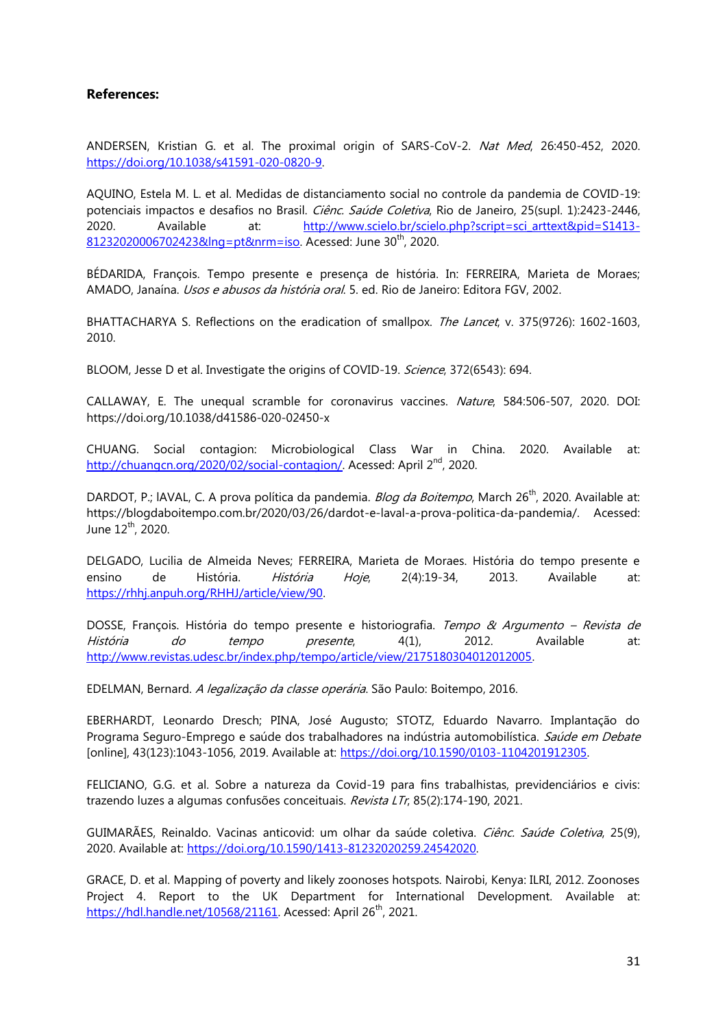**References:**

ANDERSEN, Kristian G. et al. The proximal origin of SARS-CoV-2. *Nat Med*, 26:450-452, 2020. https://doi.org/10.1038/s41591-020-0820-9.

AQUINO, Estela M. L. et al. Medidas de distanciamento social no controle da pandemia de COVID-19: potenciais impactos e desafios no Brasil. *Ciênc. Saúde Coletiva*, Rio de Janeiro, 25(supl. 1):2423-2446, 2020. Available at: http://www.scielo.br/scielo.php?script=sci_arttext&pid=S1413-81232020006702423&lng=pt&nrm=iso. Acessed: June 30th, 2020.

BÉDARIDA, François. Tempo presente e presença de história. In: FERREIRA, Marieta de Moraes; AMADO, Janaína. *Usos e abusos da história oral*. 5. ed. Rio de Janeiro: Editora FGV, 2002.

BHATTACHARYA S. Reflections on the eradication of smallpox. *The Lancet*, v. 375(9726): 1602-1603, 2010.

BLOOM, Jesse D et al. Investigate the origins of COVID-19. *Science*, 372(6543): 694.

CALLAWAY, E. The unequal scramble for coronavirus vaccines. *Nature*, 584:506-507, 2020. DOI: https://doi.org/10.1038/d41586-020-02450-x

CHUANG. Social contagion: Microbiological Class War in China. 2020. Available at: http://chuangcn.org/2020/02/social-contagion/. Acessed: April 2nd, 2020.

DARDOT, P.; lAVAL, C. A prova política da pandemia. *Blog da Boitempo*, March 26th, 2020. Available at: https://blogdaboitempo.com.br/2020/03/26/dardot-e-laval-a-prova-politica-da-pandemia/. Acessed: June 12th, 2020.

DELGADO, Lucilia de Almeida Neves; FERREIRA, Marieta de Moraes. História do tempo presente e ensino de História. *História Hoje*, 2(4):19-34, 2013. Available at: https://rhhj.anpuh.org/RHHJ/article/view/90.

DOSSE, François. História do tempo presente e historiografia. *Tempo & Argumento – Revista de História do tempo presente*, 4(1), 2012. Available at: http://www.revistas.udesc.br/index.php/tempo/article/view/2175180304012012005.

EDELMAN, Bernard. *A legalização da classe operária*. São Paulo: Boitempo, 2016.

EBERHARDT, Leonardo Dresch; PINA, José Augusto; STOTZ, Eduardo Navarro. Implantação do Programa Seguro-Emprego e saúde dos trabalhadores na indústria automobilística. *Saúde em Debate* [online], 43(123):1043-1056, 2019. Available at: https://doi.org/10.1590/0103-1104201912305.

FELICIANO, G.G. et al. Sobre a natureza da Covid-19 para fins trabalhistas, previdenciários e civis: trazendo luzes a algumas confusões conceituais. *Revista LTr*, 85(2):174-190, 2021.

GUIMARÃES, Reinaldo. Vacinas anticovid: um olhar da saúde coletiva. *Ciênc. Saúde Coletiva*, 25(9), 2020. Available at: https://doi.org/10.1590/1413-81232020259.24542020.

GRACE, D. et al. Mapping of poverty and likely zoonoses hotspots. Nairobi, Kenya: ILRI, 2012. Zoonoses Project 4. Report to the UK Department for International Development. Available at: https://hdl.handle.net/10568/21161. Accessed: April 26th, 2021.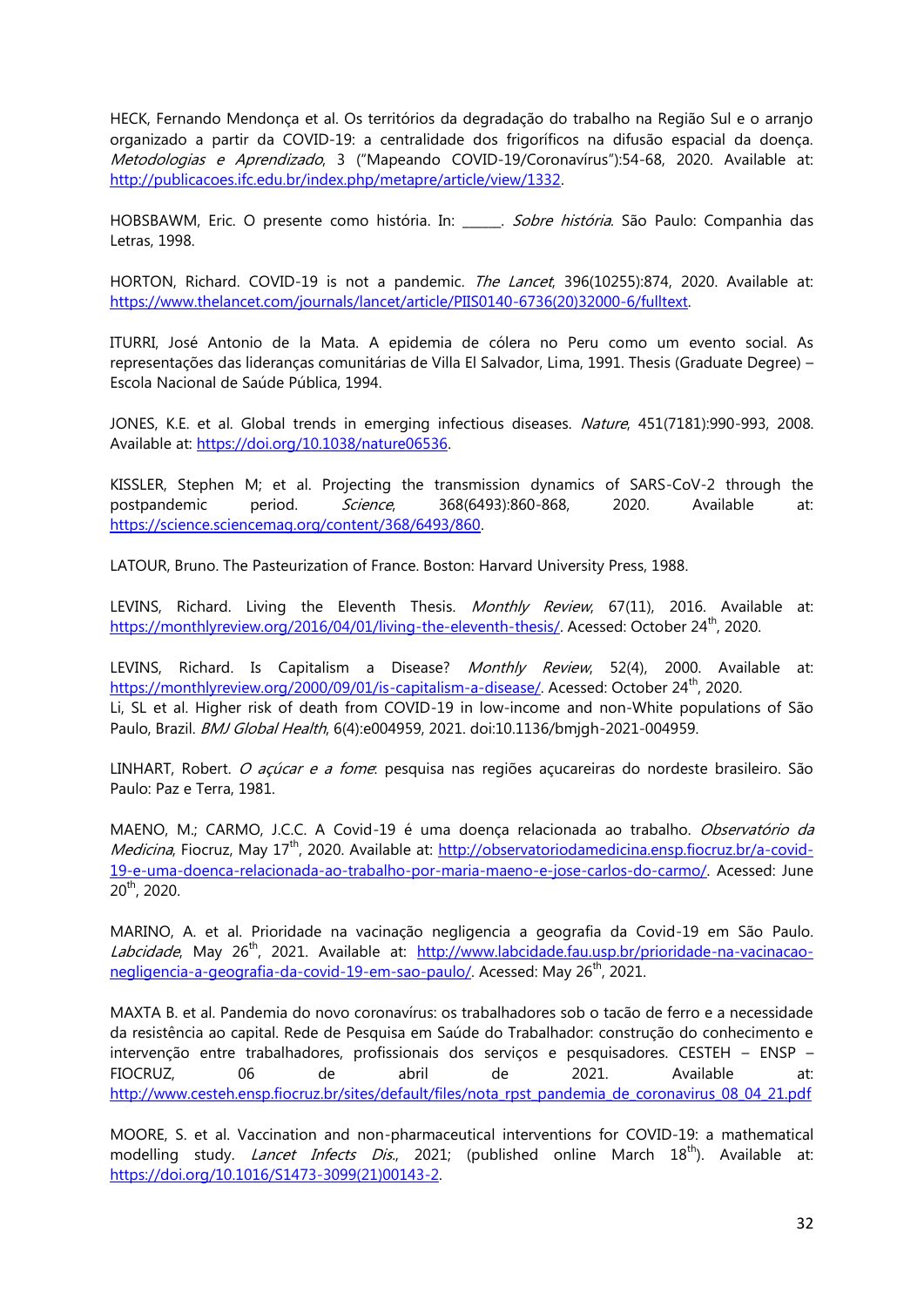HECK, Fernando Mendonça et al. Os territórios da degradação do trabalho na Região Sul e o arranjo organizado a partir da COVID-19: a centralidade dos frigoríficos na difusão espacial da doença. *Metodologias e Aprendizado*, 3 ("Mapeando COVID-19/Coronavírus"):54-68, 2020. Available at: http://publicacoes.ifc.edu.br/index.php/metapre/article/view/1332.

HOBSBAWM, Eric. O presente como história. In: ______. *Sobre história*. São Paulo: Companhia das Letras, 1998.

HORTON, Richard. COVID-19 is not a pandemic. *The Lancet*, 396(10255):874, 2020. Available at: https://www.thelancet.com/journals/lancet/article/PIIS0140-6736(20)32000-6/fulltext.

ITURRI, José Antonio de la Mata. A epidemia de cólera no Peru como um evento social. As representações das lideranças comunitárias de Villa El Salvador, Lima, 1991. Thesis (Graduate Degree) – Escola Nacional de Saúde Pública, 1994.

JONES, K.E. et al. Global trends in emerging infectious diseases. *Nature*, 451(7181):990-993, 2008. Available at: https://doi.org/10.1038/nature06536.

KISSLER, Stephen M; et al. Projecting the transmission dynamics of SARS-CoV-2 through the postpandemic period. *Science*, 368(6493):860-868, 2020. Available at: https://science.sciencemag.org/content/368/6493/860.

LATOUR, Bruno. The Pasteurization of France. Boston: Harvard University Press, 1988.

LEVINS, Richard. Living the Eleventh Thesis. *Monthly Review*, 67(11), 2016. Available at: https://monthlyreview.org/2016/04/01/living-the-eleventh-thesis/. Acessed: October 24th, 2020.

LEVINS, Richard. Is Capitalism a Disease? *Monthly Review*, 52(4), 2000. Available at: https://monthlyreview.org/2000/09/01/is-capitalism-a-disease/. Acessed: October 24th, 2020.

Li, SL et al. Higher risk of death from COVID-19 in low-income and non-White populations of São Paulo, Brazil. *BMJ Global Health*, 6(4):e004959, 2021. doi:10.1136/bmjgh-2021-004959.

LINHART, Robert. *O açúcar e a fome*: pesquisa nas regiões açucareiras do nordeste brasileiro. São Paulo: Paz e Terra, 1981.

MAENO, M.; CARMO, J.C.C. A Covid-19 é uma doença relacionada ao trabalho. *Observatório da Medicina*, Fiocruz, May 17th, 2020. Available at: http://observatoriodamedicina.ensp.fiocruz.br/a-covid-19-e-uma-doenca-relacionada-ao-trabalho-por-maria-maeno-e-jose-carlos-do-carmo/. Acessed: June 20th, 2020.

MARINO, A. et al. Prioridade na vacinação negligencia a geografia da Covid-19 em São Paulo. *Labcidade*, May 26th, 2021. Available at: http://www.labcidade.fau.usp.br/prioridade-na-vacinacao-negligencia-a-geografia-da-covid-19-em-sao-paulo/. Acessed: May 26th, 2021.

MAXTA B. et al. Pandemia do novo coronavírus: os trabalhadores sob o tacão de ferro e a necessidade da resistência ao capital. Rede de Pesquisa em Saúde do Trabalhador: construção do conhecimento e intervenção entre trabalhadores, profissionais dos serviços e pesquisadores. CESTEH – ENSP – FIOCRUZ, 06 de abril de 2021. Available at: http://www.cesteh.ensp.fiocruz.br/sites/default/files/nota_rpst_pandemia_de_coronavirus_08_04_21.pdf

MOORE, S. et al. Vaccination and non-pharmaceutical interventions for COVID-19: a mathematical modelling study. *Lancet Infects Dis.*, 2021; (published online March 18th). Available at: https://doi.org/10.1016/S1473-3099(21)00143-2.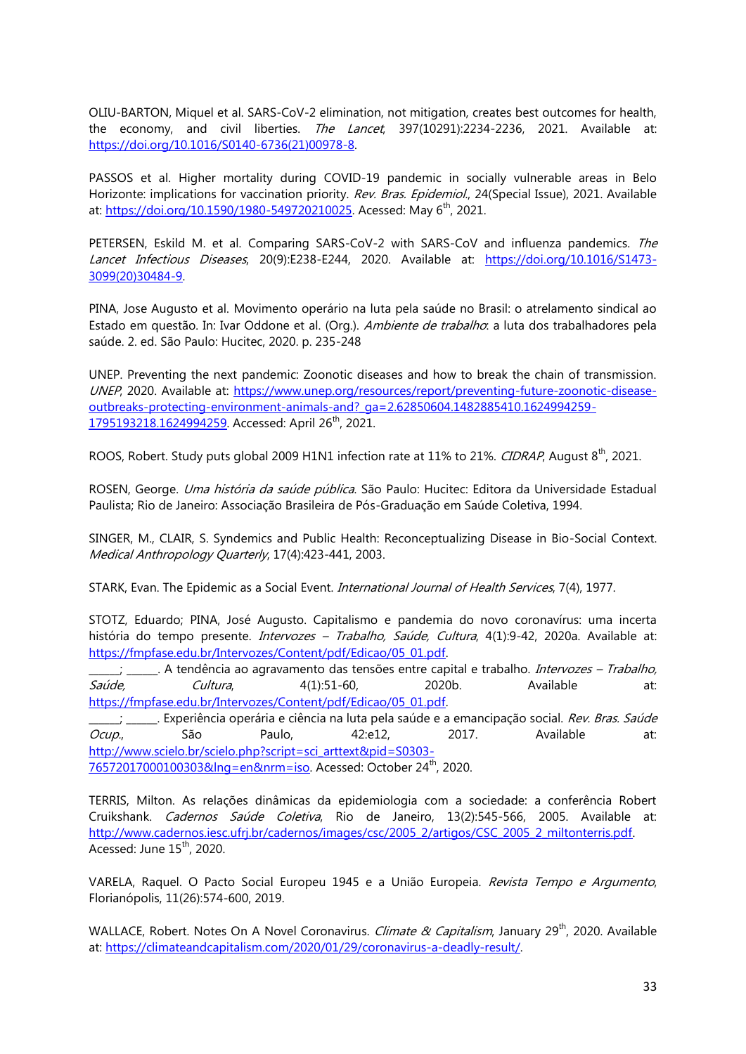OLIU-BARTON, Miquel et al. SARS-CoV-2 elimination, not mitigation, creates best outcomes for health, the economy, and civil liberties. *The Lancet*, 397(10291):2234-2236, 2021. Available at: https://doi.org/10.1016/S0140-6736(21)00978-8.

PASSOS et al. Higher mortality during COVID-19 pandemic in socially vulnerable areas in Belo Horizonte: implications for vaccination priority. *Rev. Bras. Epidemiol.*, 24(Special Issue), 2021. Available at: https://doi.org/10.1590/1980-549720210025. Acessed: May 6th, 2021.

PETERSEN, Eskild M. et al. Comparing SARS-CoV-2 with SARS-CoV and influenza pandemics. *The Lancet Infectious Diseases*, 20(9):E238-E244, 2020. Available at: https://doi.org/10.1016/S1473-3099(20)30484-9.

PINA, Jose Augusto et al. Movimento operário na luta pela saúde no Brasil: o atrelamento sindical ao Estado em questão. In: Ivar Oddone et al. (Org.). *Ambiente de trabalho*: a luta dos trabalhadores pela saúde. 2. ed. São Paulo: Hucitec, 2020. p. 235-248

UNEP. Preventing the next pandemic: Zoonotic diseases and how to break the chain of transmission. *UNEP*, 2020. Available at: https://www.unep.org/resources/report/preventing-future-zoonotic-disease-outbreaks-protecting-environment-animals-and?_ga=2.62850604.1482885410.1624994259-1795193218.1624994259. Accessed: April 26th, 2021.

ROOS, Robert. Study puts global 2009 H1N1 infection rate at 11% to 21%. *CIDRAP*, August 8th, 2021.

ROSEN, George. *Uma história da saúde pública*. São Paulo: Hucitec: Editora da Universidade Estadual Paulista; Rio de Janeiro: Associação Brasileira de Pós-Graduação em Saúde Coletiva, 1994.

SINGER, M., CLAIR, S. Syndemics and Public Health: Reconceptualizing Disease in Bio-Social Context. *Medical Anthropology Quarterly*, 17(4):423-441, 2003.

STARK, Evan. The Epidemic as a Social Event. *International Journal of Health Services*, 7(4), 1977.

STOTZ, Eduardo; PINA, José Augusto. Capitalismo e pandemia do novo coronavírus: uma incerta história do tempo presente. *Intervozes – Trabalho, Saúde, Cultura*, 4(1):9-42, 2020a. Available at: https://fmpfase.edu.br/Intervozes/Content/pdf/Edicao/05_01.pdf.
______; ______. A tendência ao agravamento das tensões entre capital e trabalho. *Intervozes – Trabalho, Saúde, Cultura*, 4(1):51-60, 2020b. Available at: https://fmpfase.edu.br/Intervozes/Content/pdf/Edicao/05_01.pdf.
______; ______. Experiência operária e ciência na luta pela saúde e a emancipação social. *Rev. Bras. Saúde Ocup.*, São Paulo, 42:e12, 2017. Available at: http://www.scielo.br/scielo.php?script=sci_arttext&pid=S0303-76572017000100303&lng=en&nrm=iso. Acessed: October 24th, 2020.

TERRIS, Milton. As relações dinâmicas da epidemiologia com a sociedade: a conferência Robert Cruikshank. *Cadernos Saúde Coletiva*, Rio de Janeiro, 13(2):545-566, 2005. Available at: http://www.cadernos.iesc.ufrj.br/cadernos/images/csc/2005_2/artigos/CSC_2005_2_miltonterris.pdf. Acessed: June 15th, 2020.

VARELA, Raquel. O Pacto Social Europeu 1945 e a União Europeia. *Revista Tempo e Argumento*, Florianópolis, 11(26):574-600, 2019.

WALLACE, Robert. Notes On A Novel Coronavirus. *Climate & Capitalism*, January 29th, 2020. Available at: https://climateandcapitalism.com/2020/01/29/coronavirus-a-deadly-result/.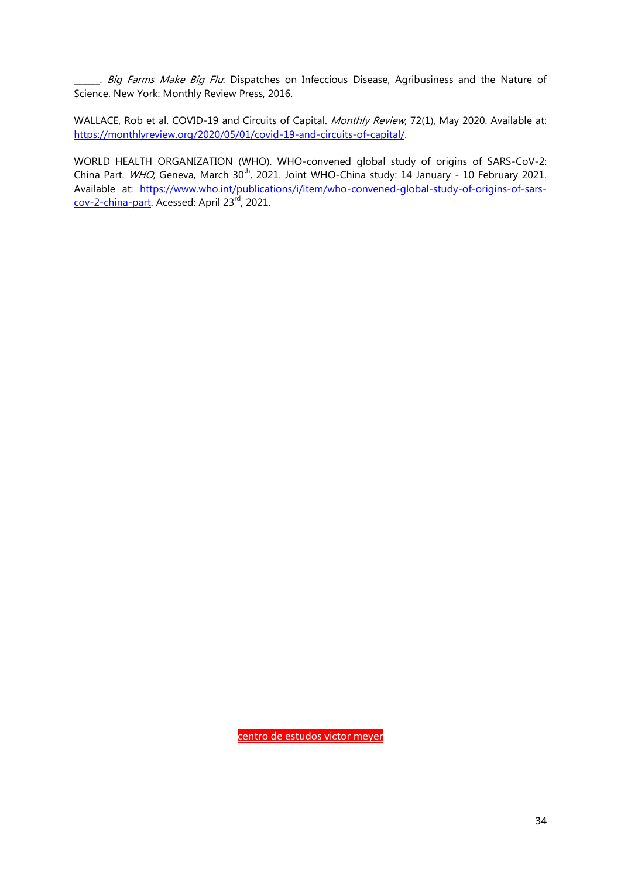______. *Big Farms Make Big Flu*: Dispatches on Infeccious Disease, Agribusiness and the Nature of Science. New York: Monthly Review Press, 2016.

WALLACE, Rob et al. COVID-19 and Circuits of Capital. *Monthly Review*, 72(1), May 2020. Available at: https://monthlyreview.org/2020/05/01/covid-19-and-circuits-of-capital/.

WORLD HEALTH ORGANIZATION (WHO). WHO-convened global study of origins of SARS-CoV-2: China Part. *WHO*, Geneva, March 30th, 2021. Joint WHO-China study: 14 January - 10 February 2021. Available at: https://www.who.int/publications/i/item/who-convened-global-study-of-origins-of-sars-cov-2-china-part. Acessed: April 23rd, 2021.

centro de estudos victor meyer